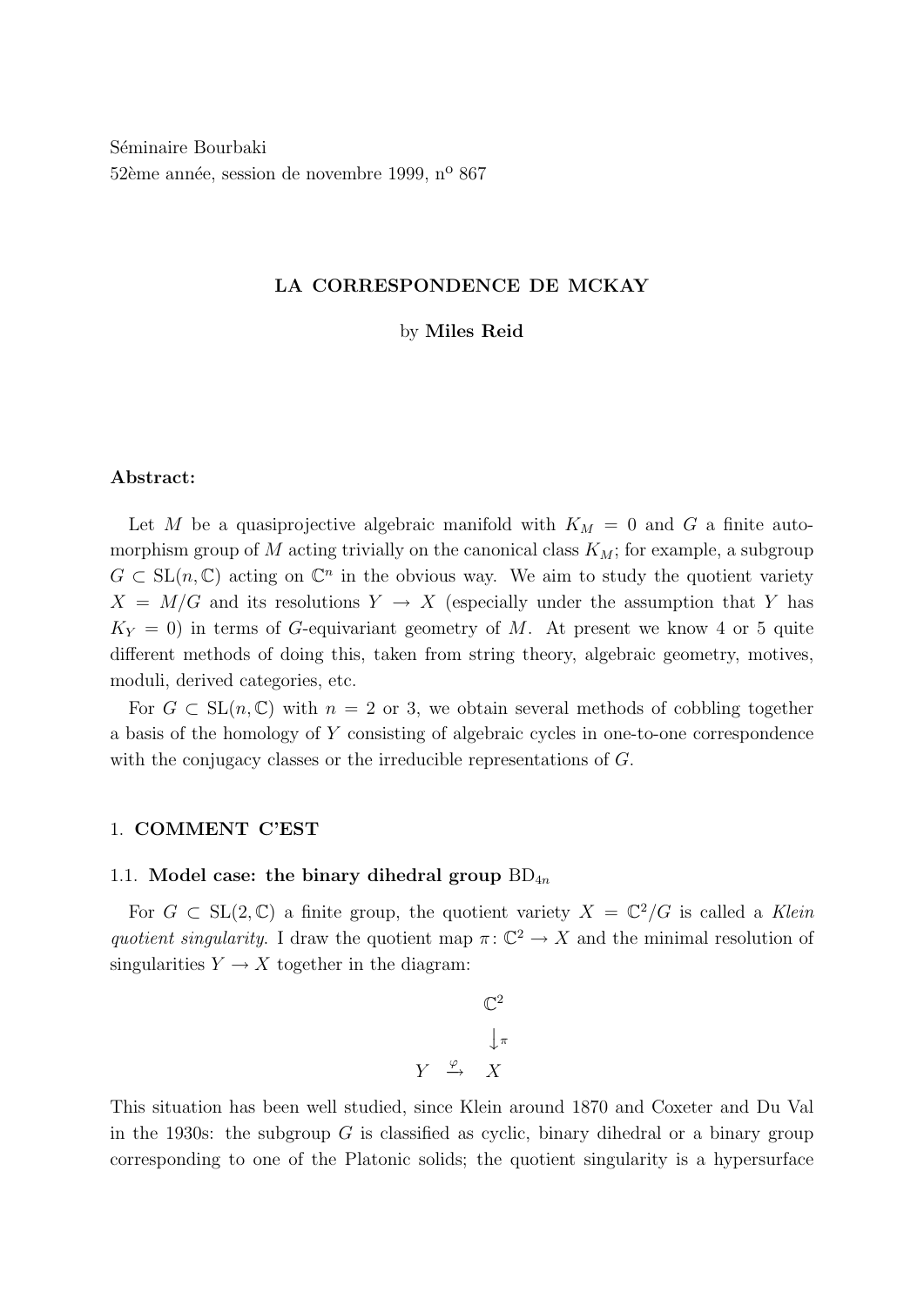Séminaire Bourbaki
52ème année, session de novembre 1999, n$^{\text{o}}$ 867

# LA CORRESPONDENCE DE MCKAY

by **Miles Reid**

**Abstract:**

Let $M$ be a quasiprojective algebraic manifold with $K_M = 0$ and $G$ a finite automorphism group of $M$ acting trivially on the canonical class $K_M$; for example, a subgroup $G \subset \mathrm{SL}(n, \mathbb{C})$ acting on $\mathbb{C}^n$ in the obvious way. We aim to study the quotient variety $X = M/G$ and its resolutions $Y \to X$ (especially under the assumption that $Y$ has $K_Y = 0$) in terms of $G$-equivariant geometry of $M$. At present we know 4 or 5 quite different methods of doing this, taken from string theory, algebraic geometry, motives, moduli, derived categories, etc.

For $G \subset \mathrm{SL}(n, \mathbb{C})$ with $n = 2$ or 3, we obtain several methods of cobbling together a basis of the homology of $Y$ consisting of algebraic cycles in one-to-one correspondence with the conjugacy classes or the irreducible representations of $G$.

## 1. COMMENT C'EST

### 1.1. Model case: the binary dihedral group $\mathrm{BD}_{4n}$

For $G \subset \mathrm{SL}(2, \mathbb{C})$ a finite group, the quotient variety $X = \mathbb{C}^2/G$ is called a *Klein quotient singularity*. I draw the quotient map $\pi \colon \mathbb{C}^2 \to X$ and the minimal resolution of singularities $Y \to X$ together in the diagram:

$$
\begin{array}{ccc}
 & & \mathbb{C}^2 \\
 & & \big\downarrow \pi \\
Y & \xrightarrow{\varphi} & X
\end{array}
$$

This situation has been well studied, since Klein around 1870 and Coxeter and Du Val in the 1930s: the subgroup $G$ is classified as cyclic, binary dihedral or a binary group corresponding to one of the Platonic solids; the quotient singularity is a hypersurface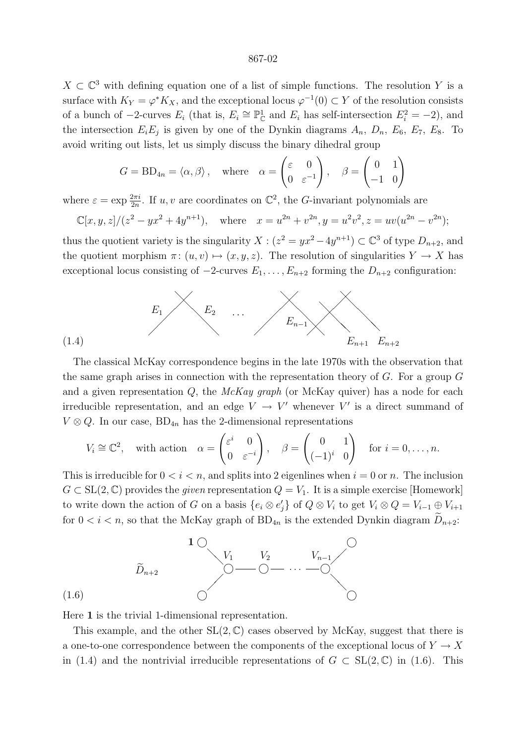$X \subset \mathbb{C}^3$ with defining equation one of a list of simple functions. The resolution $Y$ is a surface with $K_Y = \varphi^* K_X$, and the exceptional locus $\varphi^{-1}(0) \subset Y$ of the resolution consists of a bunch of $-2$-curves $E_i$ (that is, $E_i \cong \mathbb{P}^1_{\mathbb{C}}$ and $E_i$ has self-intersection $E_i^2 = -2$), and the intersection $E_i E_j$ is given by one of the Dynkin diagrams $A_n$, $D_n$, $E_6$, $E_7$, $E_8$. To avoid writing out lists, let us simply discuss the binary dihedral group

$$G = \mathrm{BD}_{4n} = \langle \alpha, \beta \rangle, \quad \text{where} \quad \alpha = \begin{pmatrix} \varepsilon & 0 \\ 0 & \varepsilon^{-1} \end{pmatrix}, \quad \beta = \begin{pmatrix} 0 & 1 \\ -1 & 0 \end{pmatrix}$$

where $\varepsilon = \exp \frac{2\pi i}{2n}$. If $u, v$ are coordinates on $\mathbb{C}^2$, the $G$-invariant polynomials are

$$\mathbb{C}[x,y,z]/(z^2 - yx^2 + 4y^{n+1}), \quad \text{where} \quad x = u^{2n} + v^{2n}, y = u^2v^2, z = uv(u^{2n} - v^{2n});$$

thus the quotient variety is the singularity $X : (z^2 = yx^2 - 4y^{n+1}) \subset \mathbb{C}^3$ of type $D_{n+2}$, and the quotient morphism $\pi\colon (u,v) \mapsto (x,y,z)$. The resolution of singularities $Y \to X$ has exceptional locus consisting of $-2$-curves $E_1, \dots, E_{n+2}$ forming the $D_{n+2}$ configuration:

(1.4) [Diagram: curves $E_1$, $E_2$, $\dots$, $E_{n-1}$, $E_{n+1}$, $E_{n+2}$ in the $D_{n+2}$ configuration]

The classical McKay correspondence begins in the late 1970s with the observation that the same graph arises in connection with the representation theory of $G$. For a group $G$ and a given representation $Q$, the *McKay graph* (or McKay quiver) has a node for each irreducible representation, and an edge $V \to V'$ whenever $V'$ is a direct summand of $V \otimes Q$. In our case, $\mathrm{BD}_{4n}$ has the 2-dimensional representations

$$V_i \cong \mathbb{C}^2, \quad \text{with action} \quad \alpha = \begin{pmatrix} \varepsilon^i & 0 \\ 0 & \varepsilon^{-i} \end{pmatrix}, \quad \beta = \begin{pmatrix} 0 & 1 \\ (-1)^i & 0 \end{pmatrix} \quad \text{for } i = 0, \dots, n.$$

This is irreducible for $0 < i < n$, and splits into 2 eigenlines when $i = 0$ or $n$. The inclusion $G \subset \mathrm{SL}(2, \mathbb{C})$ provides the *given* representation $Q = V_1$. It is a simple exercise [Homework] to write down the action of $G$ on a basis $\{e_i \otimes e'_j\}$ of $Q \otimes V_i$ to get $V_i \otimes Q = V_{i-1} \oplus V_{i+1}$ for $0 < i < n$, so that the McKay graph of $\mathrm{BD}_{4n}$ is the extended Dynkin diagram $\widetilde{D}_{n+2}$:

(1.6) [Diagram $\widetilde{D}_{n+2}$: nodes $\mathbf{1}$, $V_1$, $V_2$, $\dots$, $V_{n-1}$, with two end nodes attached to $V_1$ and two end nodes attached to $V_{n-1}$]

Here $\mathbf{1}$ is the trivial 1-dimensional representation.

This example, and the other $\mathrm{SL}(2, \mathbb{C})$ cases observed by McKay, suggest that there is a one-to-one correspondence between the components of the exceptional locus of $Y \to X$ in (1.4) and the nontrivial irreducible representations of $G \subset \mathrm{SL}(2, \mathbb{C})$ in (1.6). This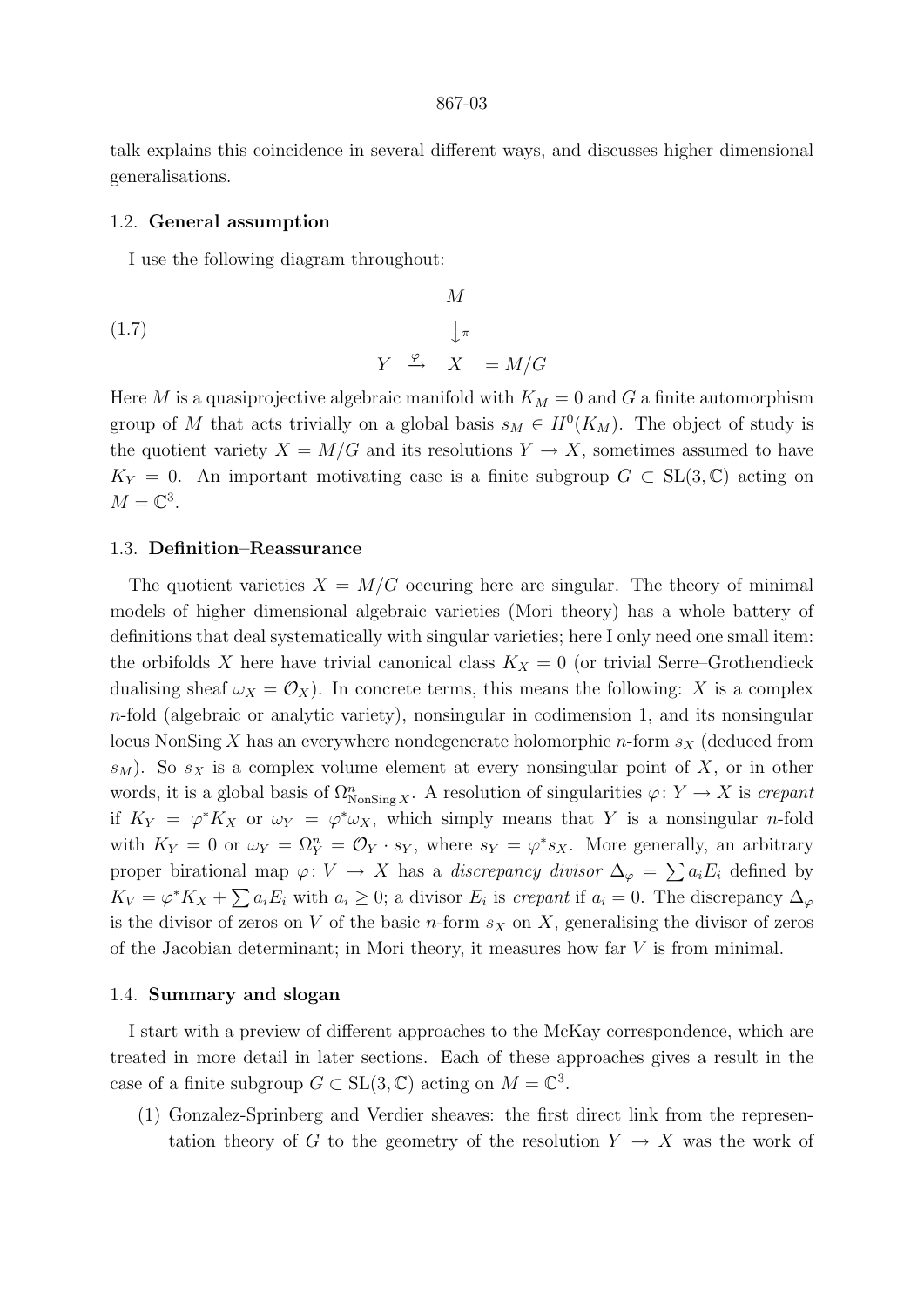talk explains this coincidence in several different ways, and discusses higher dimensional generalisations.

### 1.2. General assumption

I use the following diagram throughout:

$$
\begin{array}{ccc}
 & & M \\
 & & \downarrow \pi \\
Y & \xrightarrow{\varphi} & X \quad = M/G
\end{array}
\tag{1.7}
$$

Here $M$ is a quasiprojective algebraic manifold with $K_M = 0$ and $G$ a finite automorphism group of $M$ that acts trivially on a global basis $s_M \in H^0(K_M)$. The object of study is the quotient variety $X = M/G$ and its resolutions $Y \to X$, sometimes assumed to have $K_Y = 0$. An important motivating case is a finite subgroup $G \subset \mathrm{SL}(3, \mathbb{C})$ acting on $M = \mathbb{C}^3$.

### 1.3. Definition–Reassurance

The quotient varieties $X = M/G$ occuring here are singular. The theory of minimal models of higher dimensional algebraic varieties (Mori theory) has a whole battery of definitions that deal systematically with singular varieties; here I only need one small item: the orbifolds $X$ here have trivial canonical class $K_X = 0$ (or trivial Serre–Grothendieck dualising sheaf $\omega_X = \mathcal{O}_X$). In concrete terms, this means the following: $X$ is a complex $n$-fold (algebraic or analytic variety), nonsingular in codimension 1, and its nonsingular locus NonSing $X$ has an everywhere nondegenerate holomorphic $n$-form $s_X$ (deduced from $s_M$). So $s_X$ is a complex volume element at every nonsingular point of $X$, or in other words, it is a global basis of $\Omega^n_{\mathrm{NonSing}\, X}$. A resolution of singularities $\varphi\colon Y \to X$ is *crepant* if $K_Y = \varphi^* K_X$ or $\omega_Y = \varphi^* \omega_X$, which simply means that $Y$ is a nonsingular $n$-fold with $K_Y = 0$ or $\omega_Y = \Omega^n_Y = \mathcal{O}_Y \cdot s_Y$, where $s_Y = \varphi^* s_X$. More generally, an arbitrary proper birational map $\varphi\colon V \to X$ has a *discrepancy divisor* $\Delta_\varphi = \sum a_i E_i$ defined by $K_V = \varphi^* K_X + \sum a_i E_i$ with $a_i \geq 0$; a divisor $E_i$ is *crepant* if $a_i = 0$. The discrepancy $\Delta_\varphi$ is the divisor of zeros on $V$ of the basic $n$-form $s_X$ on $X$, generalising the divisor of zeros of the Jacobian determinant; in Mori theory, it measures how far $V$ is from minimal.

### 1.4. Summary and slogan

I start with a preview of different approaches to the McKay correspondence, which are treated in more detail in later sections. Each of these approaches gives a result in the case of a finite subgroup $G \subset \mathrm{SL}(3, \mathbb{C})$ acting on $M = \mathbb{C}^3$.

(1) Gonzalez-Springberg and Verdier sheaves: the first direct link from the representation theory of $G$ to the geometry of the resolution $Y \to X$ was the work of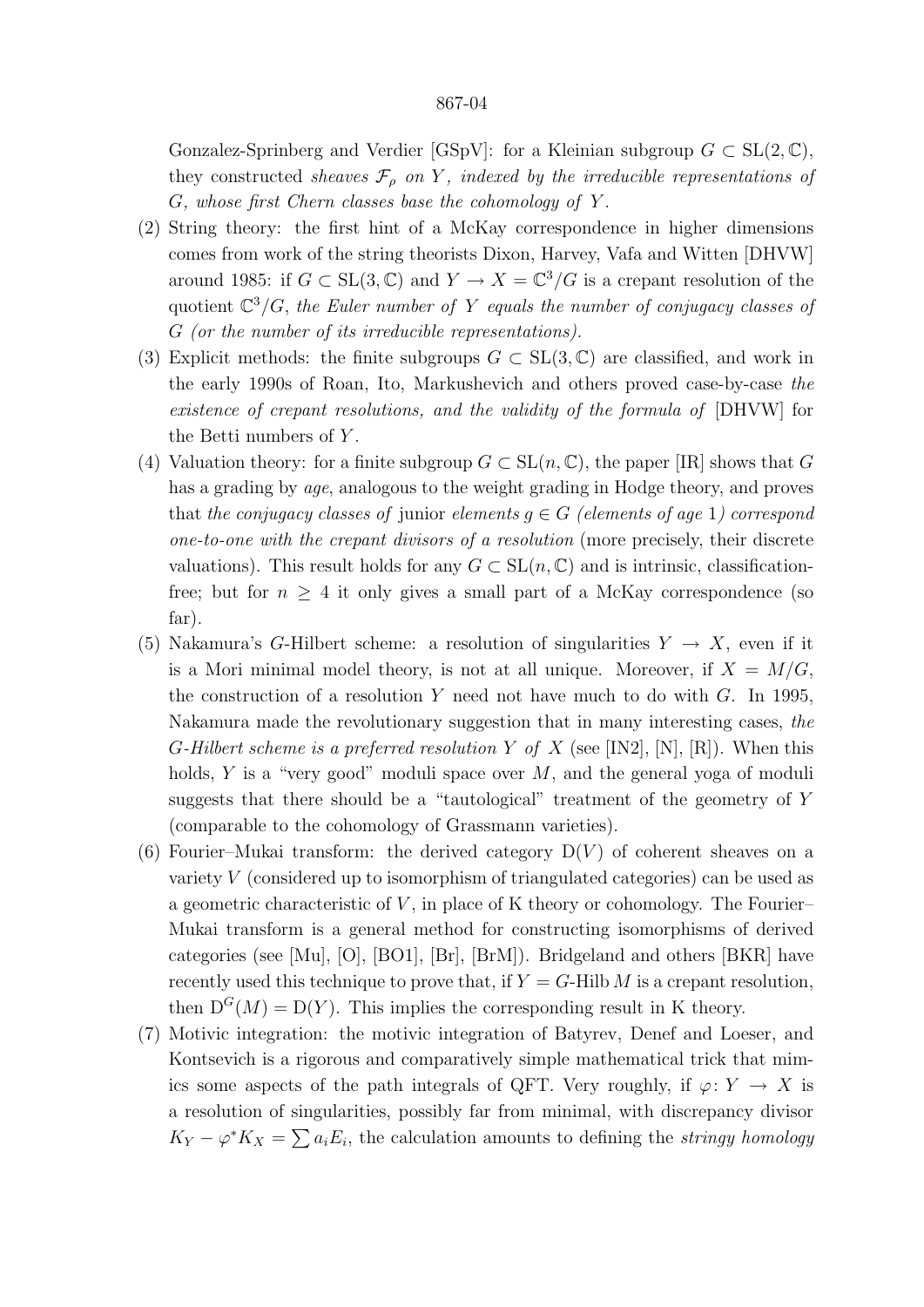Gonzalez-Springberg and Verdier [GSpV]: for a Kleinian subgroup $G \subset \mathrm{SL}(2,\mathbb{C})$, they constructed *sheaves $\mathcal{F}_\rho$ on $Y$, indexed by the irreducible representations of $G$, whose first Chern classes base the cohomology of $Y$.*

(2) String theory: the first hint of a McKay correspondence in higher dimensions comes from work of the string theorists Dixon, Harvey, Vafa and Witten [DHVW] around 1985: if $G \subset \mathrm{SL}(3,\mathbb{C})$ and $Y \to X = \mathbb{C}^3/G$ is a crepant resolution of the quotient $\mathbb{C}^3/G$, *the Euler number of $Y$ equals the number of conjugacy classes of $G$ (or the number of its irreducible representations).*

(3) Explicit methods: the finite subgroups $G \subset \mathrm{SL}(3,\mathbb{C})$ are classified, and work in the early 1990s of Roan, Ito, Markushevich and others proved case-by-case *the existence of crepant resolutions, and the validity of the formula of* [DHVW] for the Betti numbers of $Y$.

(4) Valuation theory: for a finite subgroup $G \subset \mathrm{SL}(n,\mathbb{C})$, the paper [IR] shows that $G$ has a grading by *age*, analogous to the weight grading in Hodge theory, and proves that *the conjugacy classes of* junior *elements $g \in G$ (elements of age 1) correspond one-to-one with the crepant divisors of a resolution* (more precisely, their discrete valuations). This result holds for any $G \subset \mathrm{SL}(n,\mathbb{C})$ and is intrinsic, classification-free; but for $n \geq 4$ it only gives a small part of a McKay correspondence (so far).

(5) Nakamura's $G$-Hilbert scheme: a resolution of singularities $Y \to X$, even if it is a Mori minimal model theory, is not at all unique. Moreover, if $X = M/G$, the construction of a resolution $Y$ need not have much to do with $G$. In 1995, Nakamura made the revolutionary suggestion that in many interesting cases, *the $G$-Hilbert scheme is a preferred resolution $Y$ of $X$* (see [IN2], [N], [R]). When this holds, $Y$ is a "very good" moduli space over $M$, and the general yoga of moduli suggests that there should be a "tautological" treatment of the geometry of $Y$ (comparable to the cohomology of Grassmann varieties).

(6) Fourier–Mukai transform: the derived category $\mathrm{D}(V)$ of coherent sheaves on a variety $V$ (considered up to isomorphism of triangulated categories) can be used as a geometric characteristic of $V$, in place of K theory or cohomology. The Fourier–Mukai transform is a general method for constructing isomorphisms of derived categories (see [Mu], [O], [BO1], [Br], [BrM]). Bridgeland and others [BKR] have recently used this technique to prove that, if $Y = G\text{-Hilb}\, M$ is a crepant resolution, then $\mathrm{D}^G(M) = \mathrm{D}(Y)$. This implies the corresponding result in K theory.

(7) Motivic integration: the motivic integration of Batyrev, Denef and Loeser, and Kontsevich is a rigorous and comparatively simple mathematical trick that mimics some aspects of the path integrals of QFT. Very roughly, if $\varphi\colon Y \to X$ is a resolution of singularities, possibly far from minimal, with discrepancy divisor $K_Y - \varphi^* K_X = \sum a_i E_i$, the calculation amounts to defining the *stringy homology*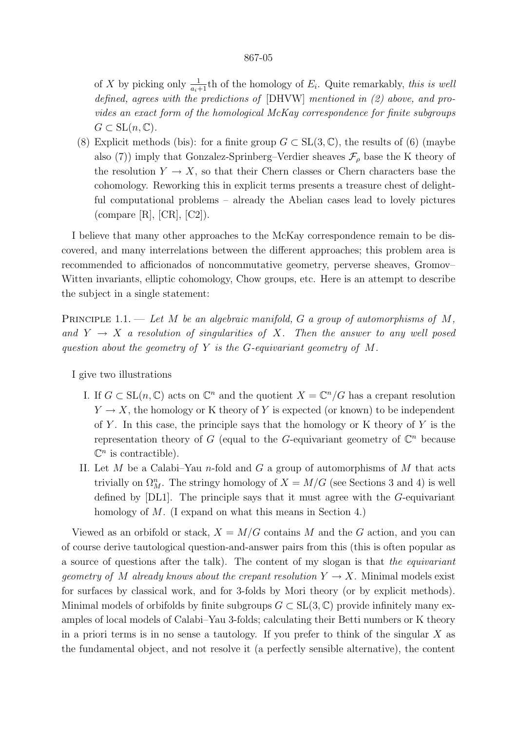of $X$ by picking only $\frac{1}{a_i+1}$th of the homology of $E_i$. Quite remarkably, *this is well defined, agrees with the predictions of* [DHVW] *mentioned in (2) above, and provides an exact form of the homological McKay correspondence for finite subgroups* $G \subset \mathrm{SL}(n, \mathbb{C})$.

(8) Explicit methods (bis): for a finite group $G \subset \mathrm{SL}(3, \mathbb{C})$, the results of (6) (maybe also (7)) imply that Gonzalez-Sprinberg–Verdier sheaves $\mathcal{F}_\rho$ base the K theory of the resolution $Y \to X$, so that their Chern classes or Chern characters base the cohomology. Reworking this in explicit terms presents a treasure chest of delightful computational problems – already the Abelian cases lead to lovely pictures (compare [R], [CR], [C2]).

I believe that many other approaches to the McKay correspondence remain to be discovered, and many interrelations between the different approaches; this problem area is recommended to afficionados of noncommutative geometry, perverse sheaves, Gromov–Witten invariants, elliptic cohomology, Chow groups, etc. Here is an attempt to describe the subject in a single statement:

Principle 1.1. — *Let $M$ be an algebraic manifold, $G$ a group of automorphisms of $M$, and $Y \to X$ a resolution of singularities of $X$. Then the answer to any well posed question about the geometry of $Y$ is the $G$-equivariant geometry of $M$.*

I give two illustrations

I. If $G \subset \mathrm{SL}(n, \mathbb{C})$ acts on $\mathbb{C}^n$ and the quotient $X = \mathbb{C}^n/G$ has a crepant resolution $Y \to X$, the homology or K theory of $Y$ is expected (or known) to be independent of $Y$. In this case, the principle says that the homology or K theory of $Y$ is the representation theory of $G$ (equal to the $G$-equivariant geometry of $\mathbb{C}^n$ because $\mathbb{C}^n$ is contractible).

II. Let $M$ be a Calabi–Yau $n$-fold and $G$ a group of automorphisms of $M$ that acts trivially on $\Omega^n_M$. The stringy homology of $X = M/G$ (see Sections 3 and 4) is well defined by [DL1]. The principle says that it must agree with the $G$-equivariant homology of $M$. (I expand on what this means in Section 4.)

Viewed as an orbifold or stack, $X = M/G$ contains $M$ and the $G$ action, and you can of course derive tautological question-and-answer pairs from this (this is often popular as a source of questions after the talk). The content of my slogan is that *the equivariant geometry of $M$ already knows about the crepant resolution $Y \to X$*. Minimal models exist for surfaces by classical work, and for 3-folds by Mori theory (or by explicit methods). Minimal models of orbifolds by finite subgroups $G \subset \mathrm{SL}(3, \mathbb{C})$ provide infinitely many examples of local models of Calabi–Yau 3-folds; calculating their Betti numbers or K theory in a priori terms is in no sense a tautology. If you prefer to think of the singular $X$ as the fundamental object, and not resolve it (a perfectly sensible alternative), the content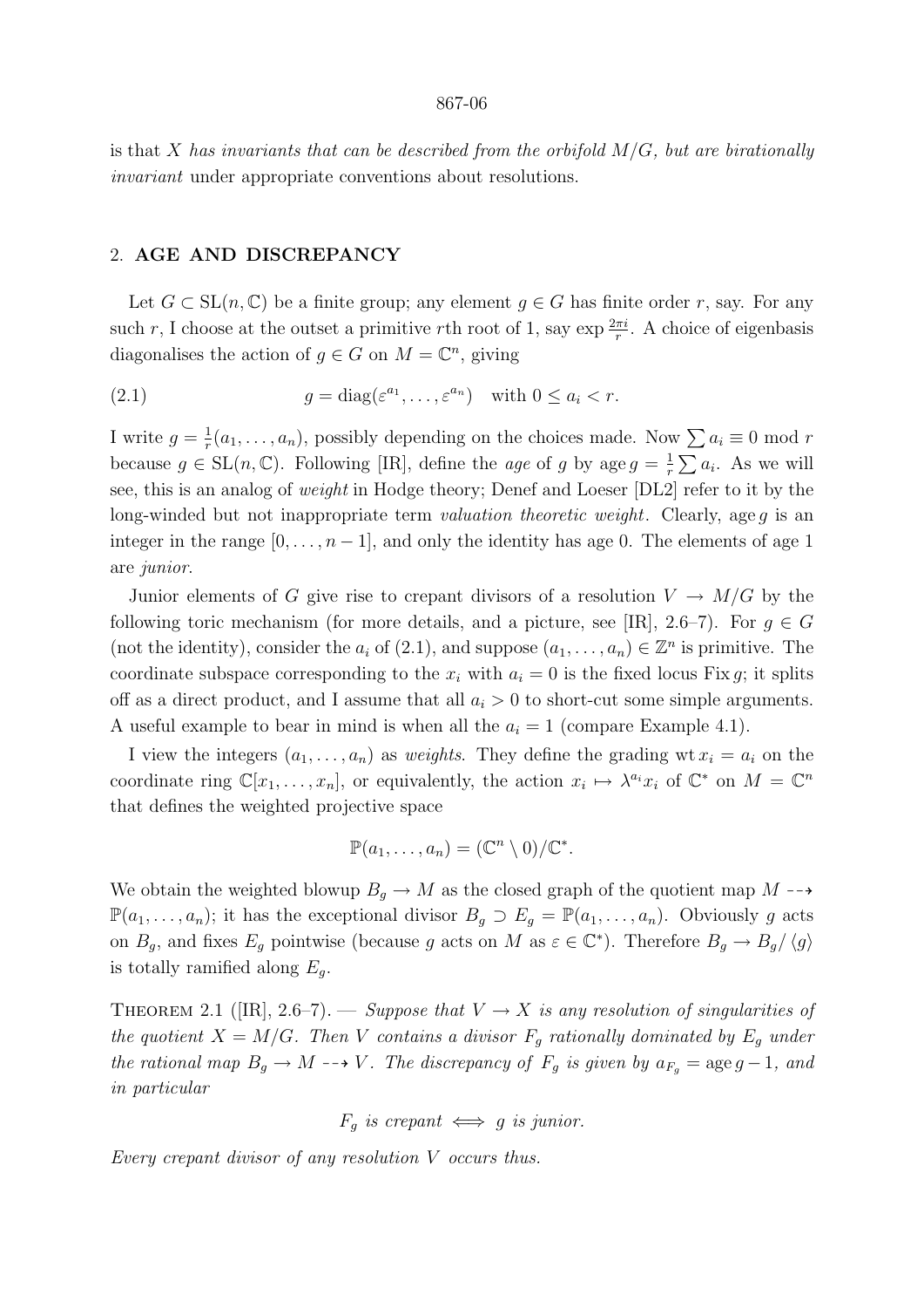is that $X$ *has invariants that can be described from the orbifold $M/G$, but are birationally invariant* under appropriate conventions about resolutions.

## 2. AGE AND DISCREPANCY

Let $G \subset \mathrm{SL}(n, \mathbb{C})$ be a finite group; any element $g \in G$ has finite order $r$, say. For any such $r$, I choose at the outset a primitive $r$th root of 1, say $\exp \frac{2\pi i}{r}$. A choice of eigenbasis diagonalises the action of $g \in G$ on $M = \mathbb{C}^n$, giving

$$g = \mathrm{diag}(\varepsilon^{a_1}, \ldots, \varepsilon^{a_n}) \quad \text{with } 0 \le a_i < r. \tag{2.1}$$

I write $g = \frac{1}{r}(a_1, \ldots, a_n)$, possibly depending on the choices made. Now $\sum a_i \equiv 0 \bmod r$ because $g \in \mathrm{SL}(n, \mathbb{C})$. Following [IR], define the *age* of $g$ by $\operatorname{age} g = \frac{1}{r} \sum a_i$. As we will see, this is an analog of *weight* in Hodge theory; Denef and Loeser [DL2] refer to it by the long-winded but not inappropriate term *valuation theoretic weight*. Clearly, $\operatorname{age} g$ is an integer in the range $[0, \ldots, n-1]$, and only the identity has age 0. The elements of age 1 are *junior*.

Junior elements of $G$ give rise to crepant divisors of a resolution $V \to M/G$ by the following toric mechanism (for more details, and a picture, see [IR], 2.6–7). For $g \in G$ (not the identity), consider the $a_i$ of (2.1), and suppose $(a_1, \ldots, a_n) \in \mathbb{Z}^n$ is primitive. The coordinate subspace corresponding to the $x_i$ with $a_i = 0$ is the fixed locus $\operatorname{Fix} g$; it splits off as a direct product, and I assume that all $a_i > 0$ to short-cut some simple arguments. A useful example to bear in mind is when all the $a_i = 1$ (compare Example 4.1).

I view the integers $(a_1, \ldots, a_n)$ as *weights*. They define the grading $\operatorname{wt} x_i = a_i$ on the coordinate ring $\mathbb{C}[x_1, \ldots, x_n]$, or equivalently, the action $x_i \mapsto \lambda^{a_i} x_i$ of $\mathbb{C}^*$ on $M = \mathbb{C}^n$ that defines the weighted projective space

$$\mathbb{P}(a_1, \ldots, a_n) = (\mathbb{C}^n \setminus 0)/\mathbb{C}^*.$$

We obtain the weighted blowup $B_g \to M$ as the closed graph of the quotient map $M \dashrightarrow \mathbb{P}(a_1, \ldots, a_n)$; it has the exceptional divisor $B_g \supset E_g = \mathbb{P}(a_1, \ldots, a_n)$. Obviously $g$ acts on $B_g$, and fixes $E_g$ pointwise (because $g$ acts on $M$ as $\varepsilon \in \mathbb{C}^*$). Therefore $B_g \to B_g/\langle g \rangle$ is totally ramified along $E_g$.

**Theorem 2.1** ([IR], 2.6–7). — *Suppose that $V \to X$ is any resolution of singularities of the quotient $X = M/G$. Then $V$ contains a divisor $F_g$ rationally dominated by $E_g$ under the rational map $B_g \to M \dashrightarrow V$. The discrepancy of $F_g$ is given by $a_{F_g} = \operatorname{age} g - 1$, and in particular*

$$F_g \text{ is crepant} \iff g \text{ is junior.}$$

*Every crepant divisor of any resolution $V$ occurs thus.*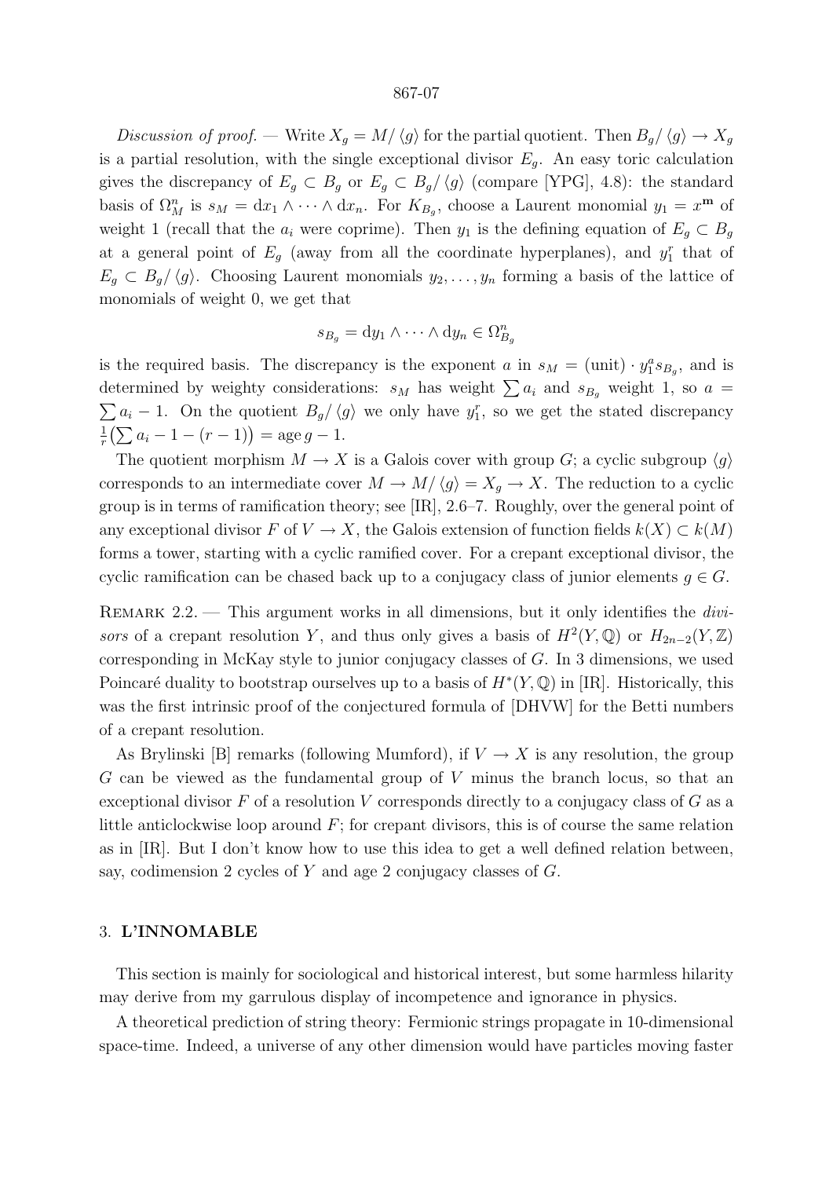*Discussion of proof.* — Write $X_g = M/\langle g\rangle$ for the partial quotient. Then $B_g/\langle g\rangle \to X_g$ is a partial resolution, with the single exceptional divisor $E_g$. An easy toric calculation gives the discrepancy of $E_g \subset B_g$ or $E_g \subset B_g/\langle g\rangle$ (compare [YPG], 4.8): the standard basis of $\Omega^n_M$ is $s_M = \mathrm{d}x_1 \wedge \cdots \wedge \mathrm{d}x_n$. For $K_{B_g}$, choose a Laurent monomial $y_1 = x^{\mathbf{m}}$ of weight 1 (recall that the $a_i$ were coprime). Then $y_1$ is the defining equation of $E_g \subset B_g$ at a general point of $E_g$ (away from all the coordinate hyperplanes), and $y_1^r$ that of $E_g \subset B_g/\langle g\rangle$. Choosing Laurent monomials $y_2, \dots, y_n$ forming a basis of the lattice of monomials of weight 0, we get that

$$s_{B_g} = \mathrm{d}y_1 \wedge \cdots \wedge \mathrm{d}y_n \in \Omega^n_{B_g}$$

is the required basis. The discrepancy is the exponent $a$ in $s_M = (\text{unit}) \cdot y_1^a s_{B_g}$, and is determined by weighty considerations: $s_M$ has weight $\sum a_i$ and $s_{B_g}$ weight 1, so $a = \sum a_i - 1$. On the quotient $B_g/\langle g\rangle$ we only have $y_1^r$, so we get the stated discrepancy $\frac{1}{r}\big(\sum a_i - 1 - (r-1)\big) = \operatorname{age} g - 1$.

The quotient morphism $M \to X$ is a Galois cover with group $G$; a cyclic subgroup $\langle g\rangle$ corresponds to an intermediate cover $M \to M/\langle g\rangle = X_g \to X$. The reduction to a cyclic group is in terms of ramification theory; see [IR], 2.6–7. Roughly, over the general point of any exceptional divisor $F$ of $V \to X$, the Galois extension of function fields $k(X) \subset k(M)$ forms a tower, starting with a cyclic ramified cover. For a crepant exceptional divisor, the cyclic ramification can be chased back up to a conjugacy class of junior elements $g \in G$.

Remark 2.2. — This argument works in all dimensions, but it only identifies the *divisors* of a crepant resolution $Y$, and thus only gives a basis of $H^2(Y, \mathbb{Q})$ or $H_{2n-2}(Y, \mathbb{Z})$ corresponding in McKay style to junior conjugacy classes of $G$. In 3 dimensions, we used Poincaré duality to bootstrap ourselves up to a basis of $H^*(Y, \mathbb{Q})$ in [IR]. Historically, this was the first intrinsic proof of the conjectured formula of [DHVW] for the Betti numbers of a crepant resolution.

As Brylinski [B] remarks (following Mumford), if $V \to X$ is any resolution, the group $G$ can be viewed as the fundamental group of $V$ minus the branch locus, so that an exceptional divisor $F$ of a resolution $V$ corresponds directly to a conjugacy class of $G$ as a little anticlockwise loop around $F$; for crepant divisors, this is of course the same relation as in [IR]. But I don't know how to use this idea to get a well defined relation between, say, codimension 2 cycles of $Y$ and age 2 conjugacy classes of $G$.

## 3. L'INNOMABLE

This section is mainly for sociological and historical interest, but some harmless hilarity may derive from my garrulous display of incompetence and ignorance in physics.

A theoretical prediction of string theory: Fermionic strings propagate in 10-dimensional space-time. Indeed, a universe of any other dimension would have particles moving faster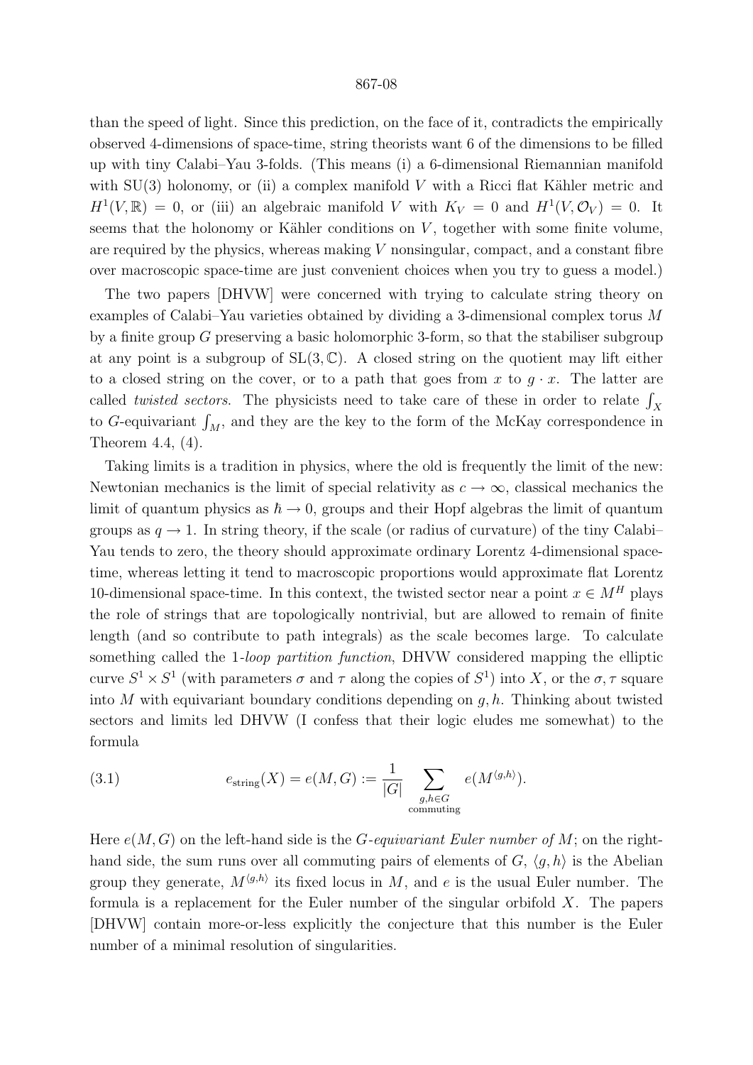than the speed of light. Since this prediction, on the face of it, contradicts the empirically observed 4-dimensions of space-time, string theorists want 6 of the dimensions to be filled up with tiny Calabi–Yau 3-folds. (This means (i) a 6-dimensional Riemannian manifold with $\mathrm{SU}(3)$ holonomy, or (ii) a complex manifold $V$ with a Ricci flat Kähler metric and $H^1(V,\mathbb{R}) = 0$, or (iii) an algebraic manifold $V$ with $K_V = 0$ and $H^1(V, \mathcal{O}_V) = 0$. It seems that the holonomy or Kähler conditions on $V$, together with some finite volume, are required by the physics, whereas making $V$ nonsingular, compact, and a constant fibre over macroscopic space-time are just convenient choices when you try to guess a model.)

The two papers [DHVW] were concerned with trying to calculate string theory on examples of Calabi–Yau varieties obtained by dividing a 3-dimensional complex torus $M$ by a finite group $G$ preserving a basic holomorphic 3-form, so that the stabiliser subgroup at any point is a subgroup of $\mathrm{SL}(3,\mathbb{C})$. A closed string on the quotient may lift either to a closed string on the cover, or to a path that goes from $x$ to $g \cdot x$. The latter are called *twisted sectors*. The physicists need to take care of these in order to relate $\int_X$ to $G$-equivariant $\int_M$, and they are the key to the form of the McKay correspondence in Theorem 4.4, (4).

Taking limits is a tradition in physics, where the old is frequently the limit of the new: Newtonian mechanics is the limit of special relativity as $c \to \infty$, classical mechanics the limit of quantum physics as $\hbar \to 0$, groups and their Hopf algebras the limit of quantum groups as $q \to 1$. In string theory, if the scale (or radius of curvature) of the tiny Calabi–Yau tends to zero, the theory should approximate ordinary Lorentz 4-dimensional space-time, whereas letting it tend to macroscopic proportions would approximate flat Lorentz 10-dimensional space-time. In this context, the twisted sector near a point $x \in M^H$ plays the role of strings that are topologically nontrivial, but are allowed to remain of finite length (and so contribute to path integrals) as the scale becomes large. To calculate something called the *1-loop partition function*, DHVW considered mapping the elliptic curve $S^1 \times S^1$ (with parameters $\sigma$ and $\tau$ along the copies of $S^1$) into $X$, or the $\sigma,\tau$ square into $M$ with equivariant boundary conditions depending on $g, h$. Thinking about twisted sectors and limits led DHVW (I confess that their logic eludes me somewhat) to the formula

$$e_{\text{string}}(X) = e(M,G) := \frac{1}{|G|} \sum_{\substack{g,h \in G \\ \text{commuting}}} e(M^{\langle g,h \rangle}). \tag{3.1}$$

Here $e(M,G)$ on the left-hand side is the *$G$-equivariant Euler number of $M$*; on the right-hand side, the sum runs over all commuting pairs of elements of $G$, $\langle g,h \rangle$ is the Abelian group they generate, $M^{\langle g,h \rangle}$ its fixed locus in $M$, and $e$ is the usual Euler number. The formula is a replacement for the Euler number of the singular orbifold $X$. The papers [DHVW] contain more-or-less explicitly the conjecture that this number is the Euler number of a minimal resolution of singularities.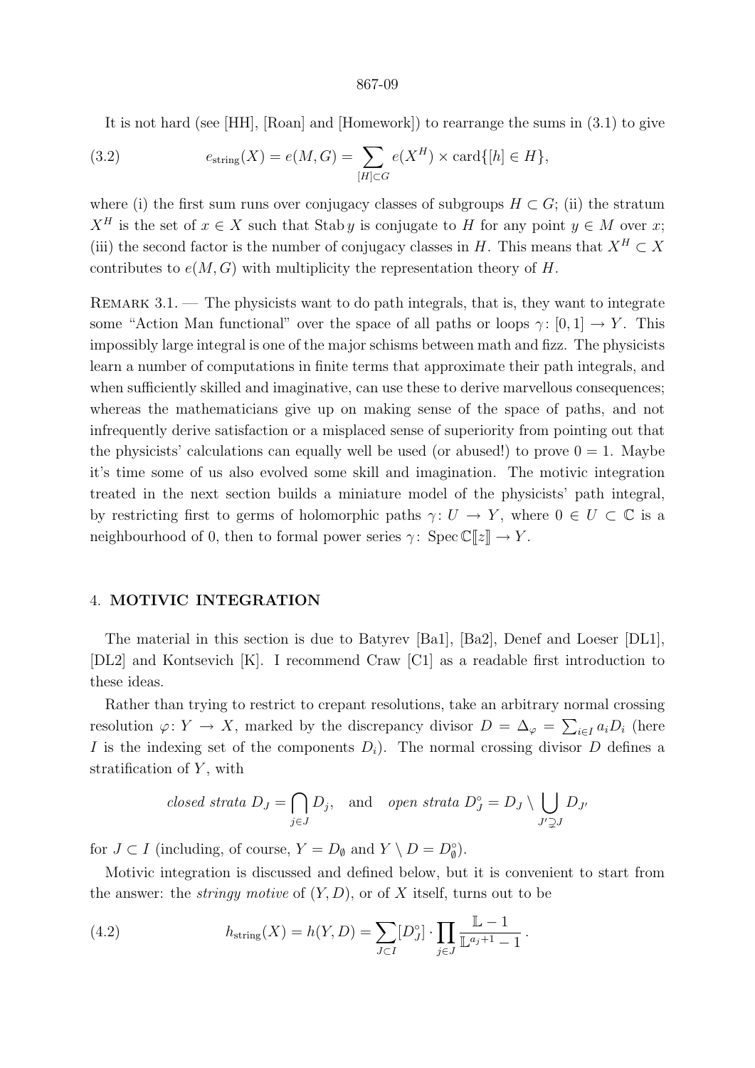It is not hard (see [HH], [Roan] and [Homework]) to rearrange the sums in (3.1) to give

$$e_{\text{string}}(X) = e(M,G) = \sum_{[H]\subset G} e(X^H) \times \operatorname{card}\{[h] \in H\}, \tag{3.2}$$

where (i) the first sum runs over conjugacy classes of subgroups $H \subset G$; (ii) the stratum $X^H$ is the set of $x \in X$ such that $\operatorname{Stab} y$ is conjugate to $H$ for any point $y \in M$ over $x$; (iii) the second factor is the number of conjugacy classes in $H$. This means that $X^H \subset X$ contributes to $e(M,G)$ with multiplicity the representation theory of $H$.

Remark 3.1. — The physicists want to do path integrals, that is, they want to integrate some "Action Man functional" over the space of all paths or loops $\gamma\colon [0,1] \to Y$. This impossibly large integral is one of the major schisms between math and fizz. The physicists learn a number of computations in finite terms that approximate their path integrals, and when sufficiently skilled and imaginative, can use these to derive marvellous consequences; whereas the mathematicians give up on making sense of the space of paths, and not infrequently derive satisfaction or a misplaced sense of superiority from pointing out that the physicists' calculations can equally well be used (or abused!) to prove $0 = 1$. Maybe it's time some of us also evolved some skill and imagination. The motivic integration treated in the next section builds a miniature model of the physicists' path integral, by restricting first to germs of holomorphic paths $\gamma\colon U \to Y$, where $0 \in U \subset \mathbb{C}$ is a neighbourhood of 0, then to formal power series $\gamma\colon \operatorname{Spec} \mathbb{C}[\![z]\!] \to Y$.

## 4. MOTIVIC INTEGRATION

The material in this section is due to Batyrev [Ba1], [Ba2], Denef and Loeser [DL1], [DL2] and Kontsevich [K]. I recommend Craw [C1] as a readable first introduction to these ideas.

Rather than trying to restrict to crepant resolutions, take an arbitrary normal crossing resolution $\varphi\colon Y \to X$, marked by the discrepancy divisor $D = \Delta_\varphi = \sum_{i\in I} a_i D_i$ (here $I$ is the indexing set of the components $D_i$). The normal crossing divisor $D$ defines a stratification of $Y$, with

$$\textit{closed strata } D_J = \bigcap_{j\in J} D_j, \quad \text{and} \quad \textit{open strata } D_J^\circ = D_J \setminus \bigcup_{J' \supsetneq J} D_{J'}$$

for $J \subset I$ (including, of course, $Y = D_\emptyset$ and $Y \setminus D = D_\emptyset^\circ$).

Motivic integration is discussed and defined below, but it is convenient to start from the answer: the *stringy motive* of $(Y, D)$, or of $X$ itself, turns out to be

$$h_{\text{string}}(X) = h(Y,D) = \sum_{J\subset I} [D_J^\circ] \cdot \prod_{j\in J} \frac{\mathbb{L} - 1}{\mathbb{L}^{a_j+1} - 1}\,. \tag{4.2}$$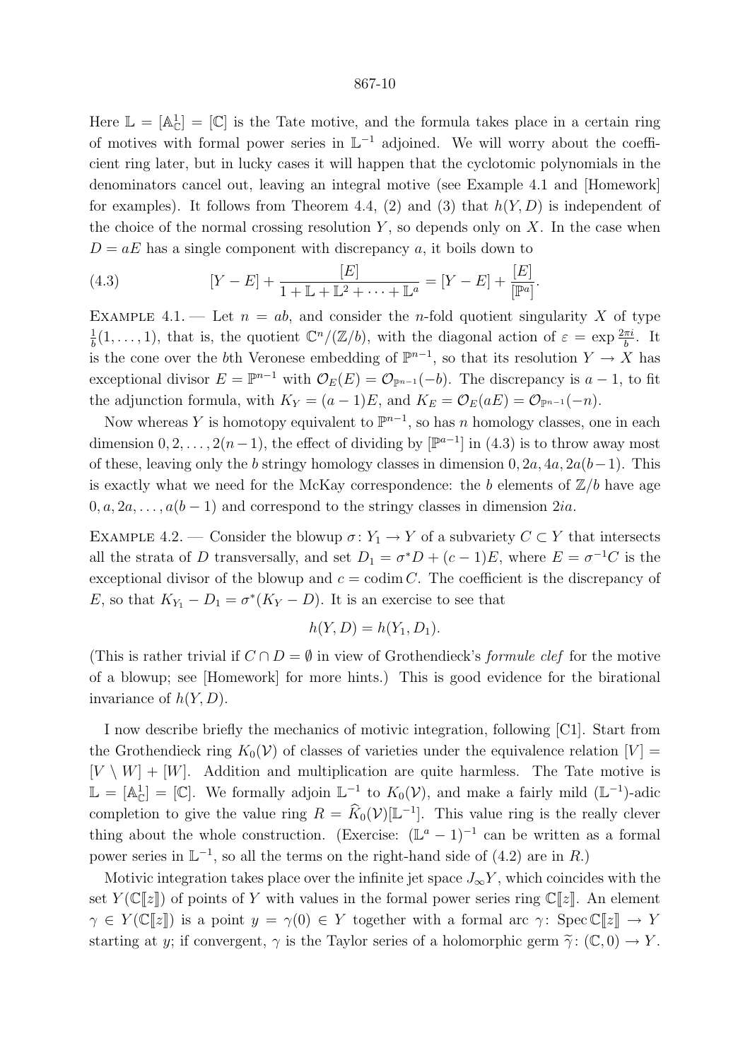Here $\mathbb{L} = [\mathbb{A}^1_{\mathbb{C}}] = [\mathbb{C}]$ is the Tate motive, and the formula takes place in a certain ring of motives with formal power series in $\mathbb{L}^{-1}$ adjoined. We will worry about the coefficient ring later, but in lucky cases it will happen that the cyclotomic polynomials in the denominators cancel out, leaving an integral motive (see Example 4.1 and [Homework] for examples). It follows from Theorem 4.4, (2) and (3) that $h(Y, D)$ is independent of the choice of the normal crossing resolution $Y$, so depends only on $X$. In the case when $D = aE$ has a single component with discrepancy $a$, it boils down to

$$[Y - E] + \frac{[E]}{1 + \mathbb{L} + \mathbb{L}^2 + \cdots + \mathbb{L}^a} = [Y - E] + \frac{[E]}{[\mathbb{P}^a]}. \tag{4.3}$$

Example 4.1. — Let $n = ab$, and consider the $n$-fold quotient singularity $X$ of type $\frac{1}{b}(1, \dots, 1)$, that is, the quotient $\mathbb{C}^n/(\mathbb{Z}/b)$, with the diagonal action of $\varepsilon = \exp \frac{2\pi i}{b}$. It is the cone over the $b$th Veronese embedding of $\mathbb{P}^{n-1}$, so that its resolution $Y \to X$ has exceptional divisor $E = \mathbb{P}^{n-1}$ with $\mathcal{O}_E(E) = \mathcal{O}_{\mathbb{P}^{n-1}}(-b)$. The discrepancy is $a - 1$, to fit the adjunction formula, with $K_Y = (a-1)E$, and $K_E = \mathcal{O}_E(aE) = \mathcal{O}_{\mathbb{P}^{n-1}}(-n)$.

Now whereas $Y$ is homotopy equivalent to $\mathbb{P}^{n-1}$, so has $n$ homology classes, one in each dimension $0, 2, \dots, 2(n-1)$, the effect of dividing by $[\mathbb{P}^{a-1}]$ in (4.3) is to throw away most of these, leaving only the $b$ stringy homology classes in dimension $0, 2a, 4a, 2a(b-1)$. This is exactly what we need for the McKay correspondence: the $b$ elements of $\mathbb{Z}/b$ have age $0, a, 2a, \dots, a(b-1)$ and correspond to the stringy classes in dimension $2ia$.

Example 4.2. — Consider the blowup $\sigma\colon Y_1 \to Y$ of a subvariety $C \subset Y$ that intersects all the strata of $D$ transversally, and set $D_1 = \sigma^* D + (c-1)E$, where $E = \sigma^{-1}C$ is the exceptional divisor of the blowup and $c = \operatorname{codim} C$. The coefficient is the discrepancy of $E$, so that $K_{Y_1} - D_1 = \sigma^*(K_Y - D)$. It is an exercise to see that

$$h(Y, D) = h(Y_1, D_1).$$

(This is rather trivial if $C \cap D = \emptyset$ in view of Grothendieck's *formule clef* for the motive of a blowup; see [Homework] for more hints.) This is good evidence for the birational invariance of $h(Y, D)$.

I now describe briefly the mechanics of motivic integration, following [C1]. Start from the Grothendieck ring $K_0(\mathcal{V})$ of classes of varieties under the equivalence relation $[V] = [V \setminus W] + [W]$. Addition and multiplication are quite harmless. The Tate motive is $\mathbb{L} = [\mathbb{A}^1_{\mathbb{C}}] = [\mathbb{C}]$. We formally adjoin $\mathbb{L}^{-1}$ to $K_0(\mathcal{V})$, and make a fairly mild ($\mathbb{L}^{-1}$)-adic completion to give the value ring $R = \widehat{K}_0(\mathcal{V})[\mathbb{L}^{-1}]$. This value ring is the really clever thing about the whole construction. (Exercise: $(\mathbb{L}^a - 1)^{-1}$ can be written as a formal power series in $\mathbb{L}^{-1}$, so all the terms on the right-hand side of (4.2) are in $R$.)

Motivic integration takes place over the infinite jet space $J_\infty Y$, which coincides with the set $Y(\mathbb{C}[\![z]\!])$ of points of $Y$ with values in the formal power series ring $\mathbb{C}[\![z]\!]$. An element $\gamma \in Y(\mathbb{C}[\![z]\!])$ is a point $y = \gamma(0) \in Y$ together with a formal arc $\gamma\colon \operatorname{Spec} \mathbb{C}[\![z]\!] \to Y$ starting at $y$; if convergent, $\gamma$ is the Taylor series of a holomorphic germ $\widetilde{\gamma}\colon (\mathbb{C}, 0) \to Y$.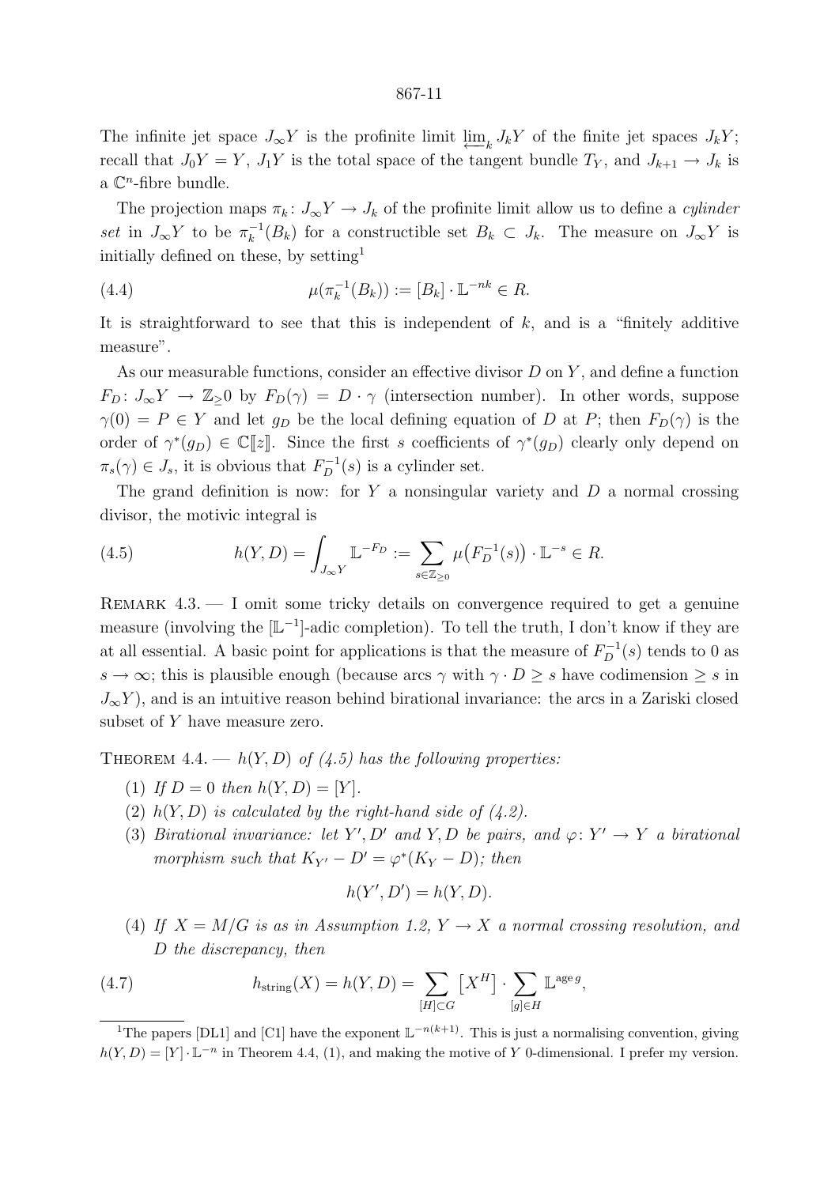The infinite jet space $J_\infty Y$ is the profinite limit $\varprojlim_k J_k Y$ of the finite jet spaces $J_k Y$; recall that $J_0 Y = Y$, $J_1 Y$ is the total space of the tangent bundle $T_Y$, and $J_{k+1} \to J_k$ is a $\mathbb{C}^n$-fibre bundle.

The projection maps $\pi_k \colon J_\infty Y \to J_k$ of the profinite limit allow us to define a *cylinder set* in $J_\infty Y$ to be $\pi_k^{-1}(B_k)$ for a constructible set $B_k \subset J_k$. The measure on $J_\infty Y$ is initially defined on these, by setting[1]

$$\mu(\pi_k^{-1}(B_k)) := [B_k] \cdot \mathbb{L}^{-nk} \in R. \tag{4.4}$$

It is straightforward to see that this is independent of $k$, and is a "finitely additive measure".

As our measurable functions, consider an effective divisor $D$ on $Y$, and define a function $F_D \colon J_\infty Y \to \mathbb{Z}_{\geq} 0$ by $F_D(\gamma) = D \cdot \gamma$ (intersection number). In other words, suppose $\gamma(0) = P \in Y$ and let $g_D$ be the local defining equation of $D$ at $P$; then $F_D(\gamma)$ is the order of $\gamma^*(g_D) \in \mathbb{C}[\![z]\!]$. Since the first $s$ coefficients of $\gamma^*(g_D)$ clearly only depend on $\pi_s(\gamma) \in J_s$, it is obvious that $F_D^{-1}(s)$ is a cylinder set.

The grand definition is now: for $Y$ a nonsingular variety and $D$ a normal crossing divisor, the motivic integral is

$$h(Y, D) = \int_{J_\infty Y} \mathbb{L}^{-F_D} := \sum_{s \in \mathbb{Z}_{\geq 0}} \mu\big(F_D^{-1}(s)\big) \cdot \mathbb{L}^{-s} \in R. \tag{4.5}$$

REMARK 4.3. — I omit some tricky details on convergence required to get a genuine measure (involving the $[\mathbb{L}^{-1}]$-adic completion). To tell the truth, I don't know if they are at all essential. A basic point for applications is that the measure of $F_D^{-1}(s)$ tends to 0 as $s \to \infty$; this is plausible enough (because arcs $\gamma$ with $\gamma \cdot D \geq s$ have codimension $\geq s$ in $J_\infty Y$), and is an intuitive reason behind birational invariance: the arcs in a Zariski closed subset of $Y$ have measure zero.

THEOREM 4.4. — *$h(Y, D)$ of (4.5) has the following properties:*

1. *If $D = 0$ then $h(Y, D) = [Y]$.*
2. *$h(Y, D)$ is calculated by the right-hand side of (4.2).*
3. *Birational invariance: let $Y', D'$ and $Y, D$ be pairs, and $\varphi \colon Y' \to Y$ a birational morphism such that $K_{Y'} - D' = \varphi^*(K_Y - D)$; then*
$$h(Y', D') = h(Y, D).$$
4. *If $X = M/G$ is as in Assumption 1.2, $Y \to X$ a normal crossing resolution, and $D$ the discrepancy, then*

$$h_{\text{string}}(X) = h(Y, D) = \sum_{[H] \subset G} \big[X^H\big] \cdot \sum_{[g] \in H} \mathbb{L}^{\operatorname{age} g}, \tag{4.7}$$

---

[1] The papers [DL1] and [C1] have the exponent $\mathbb{L}^{-n(k+1)}$. This is just a normalising convention, giving $h(Y, D) = [Y] \cdot \mathbb{L}^{-n}$ in Theorem 4.4, (1), and making the motive of $Y$ 0-dimensional. I prefer my version.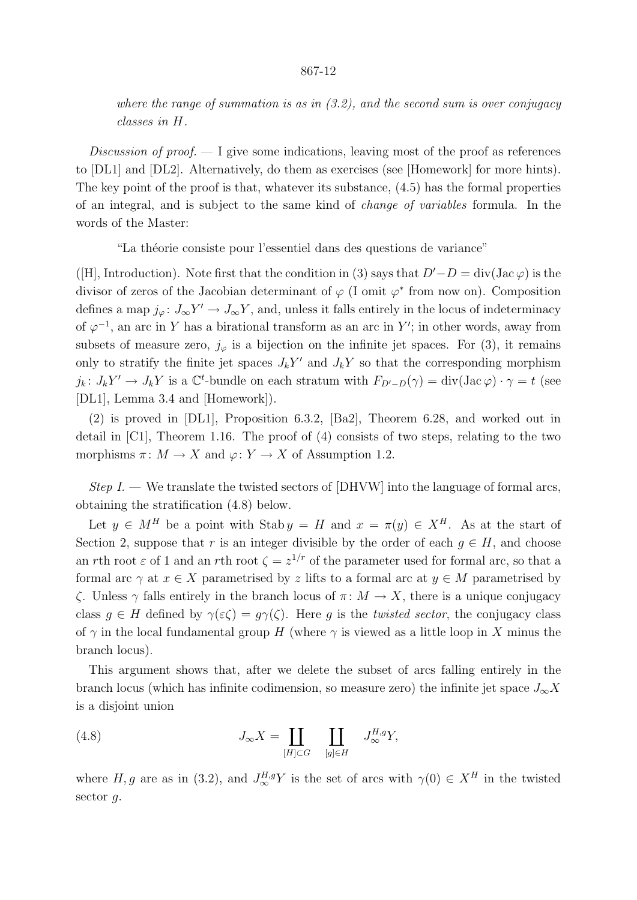*where the range of summation is as in (3.2), and the second sum is over conjugacy classes in $H$.*

*Discussion of proof.* — I give some indications, leaving most of the proof as references to [DL1] and [DL2]. Alternatively, do them as exercises (see [Homework] for more hints). The key point of the proof is that, whatever its substance, (4.5) has the formal properties of an integral, and is subject to the same kind of *change of variables* formula. In the words of the Master:

"La théorie consiste pour l'essentiel dans des questions de variance"

([H], Introduction). Note first that the condition in (3) says that $D'-D = \operatorname{div}(\operatorname{Jac}\varphi)$ is the divisor of zeros of the Jacobian determinant of $\varphi$ (I omit $\varphi^*$ from now on). Composition defines a map $j_\varphi\colon J_\infty Y' \to J_\infty Y$, and, unless it falls entirely in the locus of indeterminacy of $\varphi^{-1}$, an arc in $Y$ has a birational transform as an arc in $Y'$; in other words, away from subsets of measure zero, $j_\varphi$ is a bijection on the infinite jet spaces. For (3), it remains only to stratify the finite jet spaces $J_k Y'$ and $J_k Y$ so that the corresponding morphism $j_k\colon J_k Y' \to J_k Y$ is a $\mathbb{C}^t$-bundle on each stratum with $F_{D'-D}(\gamma) = \operatorname{div}(\operatorname{Jac}\varphi)\cdot\gamma = t$ (see [DL1], Lemma 3.4 and [Homework]).

(2) is proved in [DL1], Proposition 6.3.2, [Ba2], Theorem 6.28, and worked out in detail in [C1], Theorem 1.16. The proof of (4) consists of two steps, relating to the two morphisms $\pi\colon M \to X$ and $\varphi\colon Y \to X$ of Assumption 1.2.

*Step I.* — We translate the twisted sectors of [DHVW] into the language of formal arcs, obtaining the stratification (4.8) below.

Let $y \in M^H$ be a point with $\operatorname{Stab} y = H$ and $x = \pi(y) \in X^H$. As at the start of Section 2, suppose that $r$ is an integer divisible by the order of each $g \in H$, and choose an $r$th root $\varepsilon$ of 1 and an $r$th root $\zeta = z^{1/r}$ of the parameter used for formal arc, so that a formal arc $\gamma$ at $x \in X$ parametrised by $z$ lifts to a formal arc at $y \in M$ parametrised by $\zeta$. Unless $\gamma$ falls entirely in the branch locus of $\pi\colon M \to X$, there is a unique conjugacy class $g \in H$ defined by $\gamma(\varepsilon\zeta) = g\gamma(\zeta)$. Here $g$ is the *twisted sector*, the conjugacy class of $\gamma$ in the local fundamental group $H$ (where $\gamma$ is viewed as a little loop in $X$ minus the branch locus).

This argument shows that, after we delete the subset of arcs falling entirely in the branch locus (which has infinite codimension, so measure zero) the infinite jet space $J_\infty X$ is a disjoint union

$$J_\infty X = \coprod_{[H]\subset G} \ \coprod_{[g]\in H} \ J_\infty^{H,g} Y, \tag{4.8}$$

where $H, g$ are as in (3.2), and $J_\infty^{H,g} Y$ is the set of arcs with $\gamma(0) \in X^H$ in the twisted sector $g$.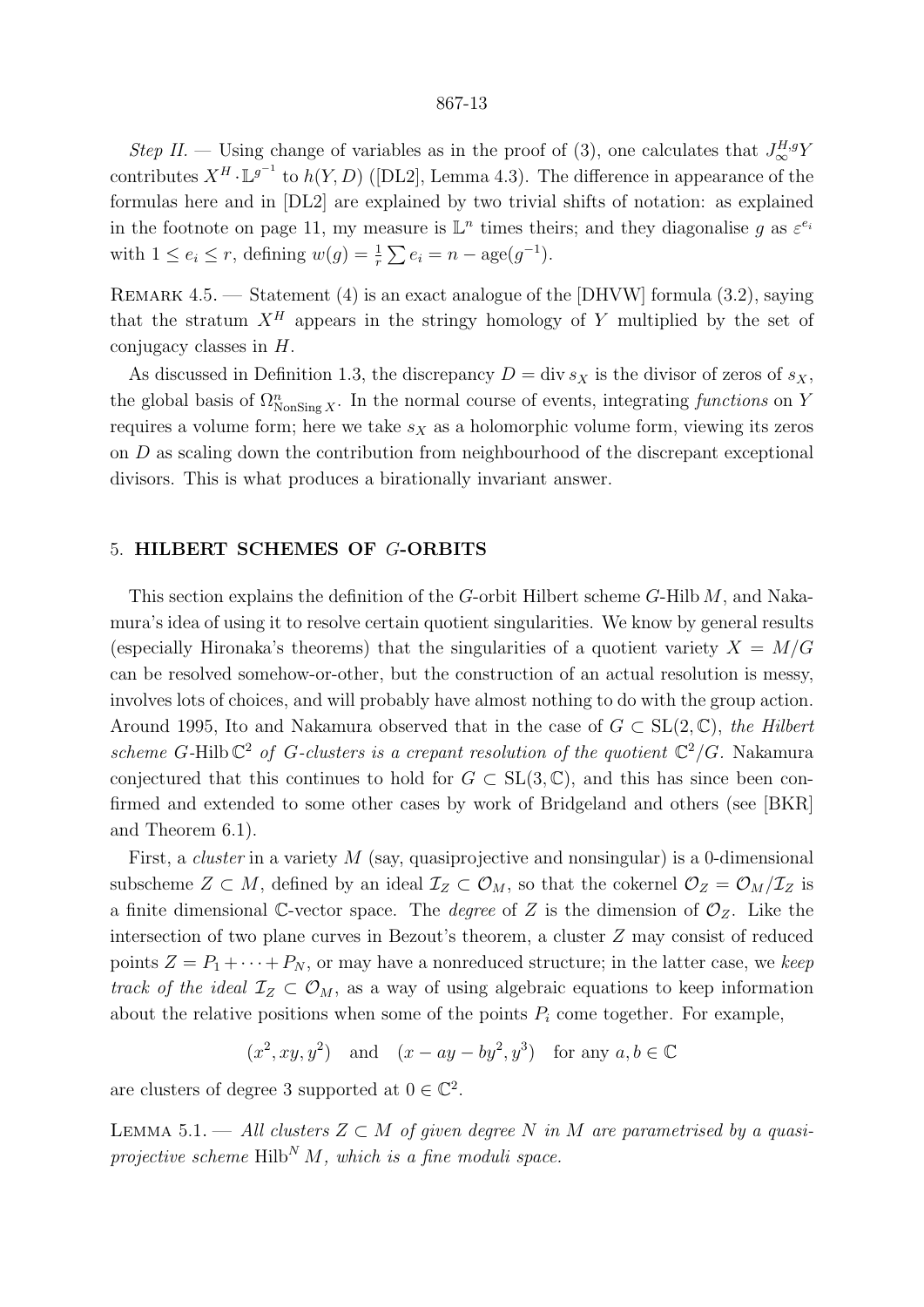*Step II.* — Using change of variables as in the proof of (3), one calculates that $J_\infty^{H,g}Y$ contributes $X^H \cdot \mathbb{L}^{g^{-1}}$ to $h(Y,D)$ ([DL2], Lemma 4.3). The difference in appearance of the formulas here and in [DL2] are explained by two trivial shifts of notation: as explained in the footnote on page 11, my measure is $\mathbb{L}^n$ times theirs; and they diagonalise $g$ as $\varepsilon^{e_i}$ with $1 \le e_i \le r$, defining $w(g) = \frac{1}{r}\sum e_i = n - \operatorname{age}(g^{-1})$.

Remark 4.5. — Statement (4) is an exact analogue of the [DHVW] formula (3.2), saying that the stratum $X^H$ appears in the stringy homology of $Y$ multiplied by the set of conjugacy classes in $H$.

As discussed in Definition 1.3, the discrepancy $D = \operatorname{div} s_X$ is the divisor of zeros of $s_X$, the global basis of $\Omega^n_{\mathrm{NonSing}\,X}$. In the normal course of events, integrating *functions* on $Y$ requires a volume form; here we take $s_X$ as a holomorphic volume form, viewing its zeros on $D$ as scaling down the contribution from neighbourhood of the discrepant exceptional divisors. This is what produces a birationally invariant answer.

## 5. HILBERT SCHEMES OF $G$-ORBITS

This section explains the definition of the $G$-orbit Hilbert scheme $G$-Hilb $M$, and Nakamura's idea of using it to resolve certain quotient singularities. We know by general results (especially Hironaka's theorems) that the singularities of a quotient variety $X = M/G$ can be resolved somehow-or-other, but the construction of an actual resolution is messy, involves lots of choices, and will probably have almost nothing to do with the group action. Around 1995, Ito and Nakamura observed that in the case of $G \subset \mathrm{SL}(2,\mathbb{C})$, *the Hilbert scheme $G$-Hilb $\mathbb{C}^2$ of $G$-clusters is a crepant resolution of the quotient $\mathbb{C}^2/G$.* Nakamura conjectured that this continues to hold for $G \subset \mathrm{SL}(3,\mathbb{C})$, and this has since been confirmed and extended to some other cases by work of Bridgeland and others (see [BKR] and Theorem 6.1).

First, a *cluster* in a variety $M$ (say, quasiprojective and nonsingular) is a 0-dimensional subscheme $Z \subset M$, defined by an ideal $\mathcal{I}_Z \subset \mathcal{O}_M$, so that the cokernel $\mathcal{O}_Z = \mathcal{O}_M/\mathcal{I}_Z$ is a finite dimensional $\mathbb{C}$-vector space. The *degree* of $Z$ is the dimension of $\mathcal{O}_Z$. Like the intersection of two plane curves in Bezout's theorem, a cluster $Z$ may consist of reduced points $Z = P_1 + \cdots + P_N$, or may have a nonreduced structure; in the latter case, we *keep track of the ideal $\mathcal{I}_Z \subset \mathcal{O}_M$*, as a way of using algebraic equations to keep information about the relative positions when some of the points $P_i$ come together. For example,

$$(x^2, xy, y^2) \quad \text{and} \quad (x - ay - by^2, y^3) \quad \text{for any } a, b \in \mathbb{C}$$

are clusters of degree 3 supported at $0 \in \mathbb{C}^2$.

Lemma 5.1. — *All clusters $Z \subset M$ of given degree $N$ in $M$ are parametrised by a quasi-projective scheme $\mathrm{Hilb}^N M$, which is a fine moduli space.*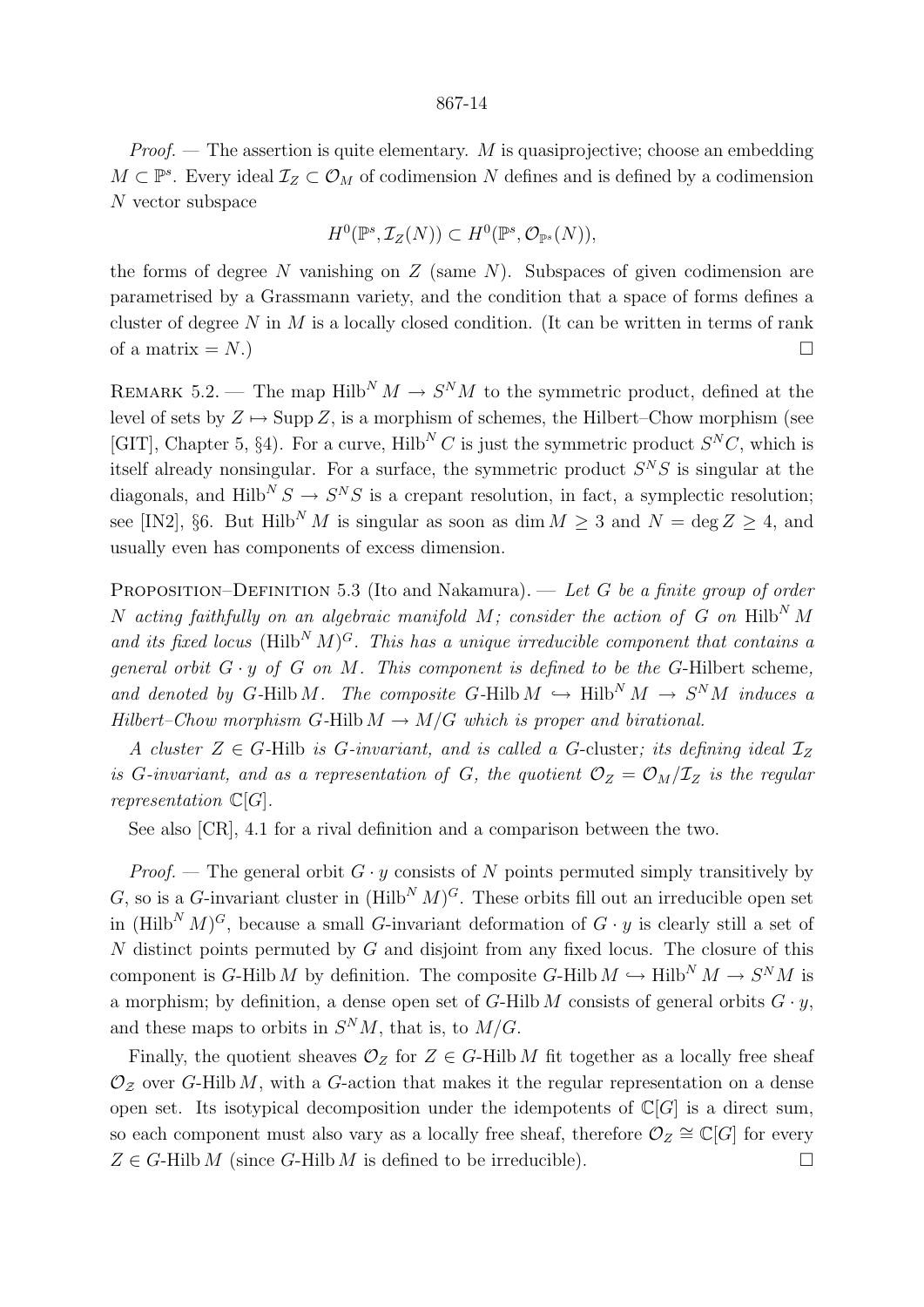*Proof.* — The assertion is quite elementary. $M$ is quasiprojective; choose an embedding $M \subset \mathbb{P}^s$. Every ideal $\mathcal{I}_Z \subset \mathcal{O}_M$ of codimension $N$ defines and is defined by a codimension $N$ vector subspace

$$H^0(\mathbb{P}^s, \mathcal{I}_Z(N)) \subset H^0(\mathbb{P}^s, \mathcal{O}_{\mathbb{P}^s}(N)),$$

the forms of degree $N$ vanishing on $Z$ (same $N$). Subspaces of given codimension are parametrised by a Grassmann variety, and the condition that a space of forms defines a cluster of degree $N$ in $M$ is a locally closed condition. (It can be written in terms of rank of a matrix $= N$.) $\square$

Remark 5.2. — The map $\operatorname{Hilb}^N M \to S^N M$ to the symmetric product, defined at the level of sets by $Z \mapsto \operatorname{Supp} Z$, is a morphism of schemes, the Hilbert–Chow morphism (see [GIT], Chapter 5, §4). For a curve, $\operatorname{Hilb}^N C$ is just the symmetric product $S^N C$, which is itself already nonsingular. For a surface, the symmetric product $S^N S$ is singular at the diagonals, and $\operatorname{Hilb}^N S \to S^N S$ is a crepant resolution, in fact, a symplectic resolution; see [IN2], §6. But $\operatorname{Hilb}^N M$ is singular as soon as $\dim M \geq 3$ and $N = \deg Z \geq 4$, and usually even has components of excess dimension.

Proposition–Definition 5.3 (Ito and Nakamura). — *Let $G$ be a finite group of order $N$ acting faithfully on an algebraic manifold $M$; consider the action of $G$ on $\operatorname{Hilb}^N M$ and its fixed locus $(\operatorname{Hilb}^N M)^G$. This has a unique irreducible component that contains a general orbit $G \cdot y$ of $G$ on $M$. This component is defined to be the* $G$-Hilbert scheme*, and denoted by $G\text{-Hilb}\, M$. The composite $G\text{-Hilb}\, M \hookrightarrow \operatorname{Hilb}^N M \to S^N M$ induces a Hilbert–Chow morphism $G\text{-Hilb}\, M \to M/G$ which is proper and birational.*

*A cluster $Z \in G\text{-Hilb}$ is $G$-invariant, and is called a* $G$-cluster*; its defining ideal $\mathcal{I}_Z$ is $G$-invariant, and as a representation of $G$, the quotient $\mathcal{O}_Z = \mathcal{O}_M/\mathcal{I}_Z$ is the regular representation $\mathbb{C}[G]$.*

See also [CR], 4.1 for a rival definition and a comparison between the two.

*Proof.* — The general orbit $G \cdot y$ consists of $N$ points permuted simply transitively by $G$, so is a $G$-invariant cluster in $(\operatorname{Hilb}^N M)^G$. These orbits fill out an irreducible open set in $(\operatorname{Hilb}^N M)^G$, because a small $G$-invariant deformation of $G \cdot y$ is clearly still a set of $N$ distinct points permuted by $G$ and disjoint from any fixed locus. The closure of this component is $G\text{-Hilb}\, M$ by definition. The composite $G\text{-Hilb}\, M \hookrightarrow \operatorname{Hilb}^N M \to S^N M$ is a morphism; by definition, a dense open set of $G\text{-Hilb}\, M$ consists of general orbits $G \cdot y$, and these maps to orbits in $S^N M$, that is, to $M/G$.

Finally, the quotient sheaves $\mathcal{O}_Z$ for $Z \in G\text{-Hilb}\, M$ fit together as a locally free sheaf $\mathcal{O}_{\mathcal{Z}}$ over $G\text{-Hilb}\, M$, with a $G$-action that makes it the regular representation on a dense open set. Its isotypical decomposition under the idempotents of $\mathbb{C}[G]$ is a direct sum, so each component must also vary as a locally free sheaf, therefore $\mathcal{O}_Z \cong \mathbb{C}[G]$ for every $Z \in G\text{-Hilb}\, M$ (since $G\text{-Hilb}\, M$ is defined to be irreducible). $\square$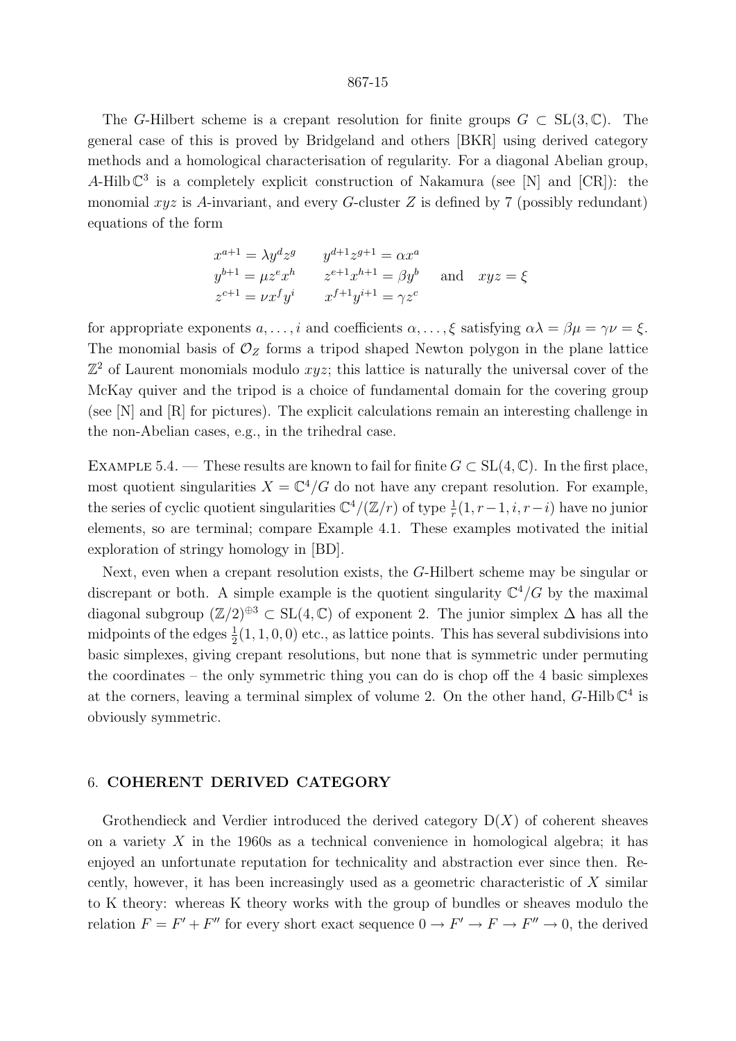The $G$-Hilbert scheme is a crepant resolution for finite groups $G \subset \mathrm{SL}(3,\mathbb{C})$. The general case of this is proved by Bridgeland and others [BKR] using derived category methods and a homological characterisation of regularity. For a diagonal Abelian group, $A\text{-Hilb}\,\mathbb{C}^3$ is a completely explicit construction of Nakamura (see [N] and [CR]): the monomial $xyz$ is $A$-invariant, and every $G$-cluster $Z$ is defined by 7 (possibly redundant) equations of the form

$$\begin{array}{ll} x^{a+1} = \lambda y^d z^g & y^{d+1}z^{g+1} = \alpha x^a \\ y^{b+1} = \mu z^e x^h & z^{e+1}x^{h+1} = \beta y^b \\ z^{c+1} = \nu x^f y^i & x^{f+1}y^{i+1} = \gamma z^c \end{array} \quad \text{and} \quad xyz = \xi$$

for appropriate exponents $a, \dots, i$ and coefficients $\alpha, \dots, \xi$ satisfying $\alpha\lambda = \beta\mu = \gamma\nu = \xi$. The monomial basis of $\mathcal{O}_Z$ forms a tripod shaped Newton polygon in the plane lattice $\mathbb{Z}^2$ of Laurent monomials modulo $xyz$; this lattice is naturally the universal cover of the McKay quiver and the tripod is a choice of fundamental domain for the covering group (see [N] and [R] for pictures). The explicit calculations remain an interesting challenge in the non-Abelian cases, e.g., in the trihedral case.

Example 5.4. — These results are known to fail for finite $G \subset \mathrm{SL}(4,\mathbb{C})$. In the first place, most quotient singularities $X = \mathbb{C}^4/G$ do not have any crepant resolution. For example, the series of cyclic quotient singularities $\mathbb{C}^4/(\mathbb{Z}/r)$ of type $\frac{1}{r}(1, r-1, i, r-i)$ have no junior elements, so are terminal; compare Example 4.1. These examples motivated the initial exploration of stringy homology in [BD].

Next, even when a crepant resolution exists, the $G$-Hilbert scheme may be singular or discrepant or both. A simple example is the quotient singularity $\mathbb{C}^4/G$ by the maximal diagonal subgroup $(\mathbb{Z}/2)^{\oplus 3} \subset \mathrm{SL}(4,\mathbb{C})$ of exponent 2. The junior simplex $\Delta$ has all the midpoints of the edges $\frac{1}{2}(1,1,0,0)$ etc., as lattice points. This has several subdivisions into basic simplexes, giving crepant resolutions, but none that is symmetric under permuting the coordinates – the only symmetric thing you can do is chop off the 4 basic simplexes at the corners, leaving a terminal simplex of volume 2. On the other hand, $G\text{-Hilb}\,\mathbb{C}^4$ is obviously symmetric.

## 6. COHERENT DERIVED CATEGORY

Grothendieck and Verdier introduced the derived category $\mathrm{D}(X)$ of coherent sheaves on a variety $X$ in the 1960s as a technical convenience in homological algebra; it has enjoyed an unfortunate reputation for technicality and abstraction ever since then. Recently, however, it has been increasingly used as a geometric characteristic of $X$ similar to K theory: whereas K theory works with the group of bundles or sheaves modulo the relation $F = F' + F''$ for every short exact sequence $0 \to F' \to F \to F'' \to 0$, the derived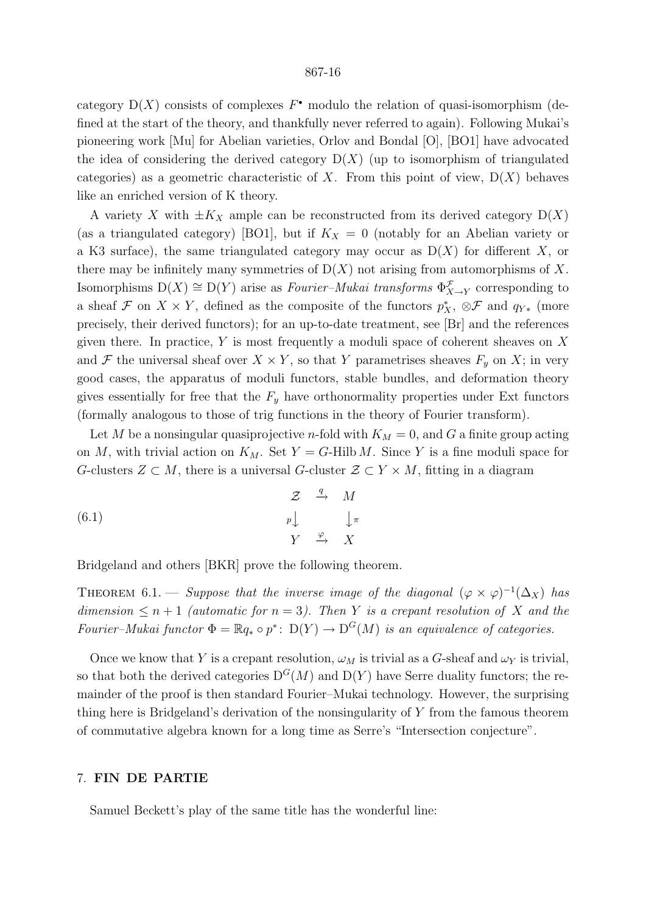category $\mathrm{D}(X)$ consists of complexes $F^\bullet$ modulo the relation of quasi-isomorphism (defined at the start of the theory, and thankfully never referred to again). Following Mukai's pioneering work [Mu] for Abelian varieties, Orlov and Bondal [O], [BO1] have advocated the idea of considering the derived category $\mathrm{D}(X)$ (up to isomorphism of triangulated categories) as a geometric characteristic of $X$. From this point of view, $\mathrm{D}(X)$ behaves like an enriched version of K theory.

A variety $X$ with $\pm K_X$ ample can be reconstructed from its derived category $\mathrm{D}(X)$ (as a triangulated category) [BO1], but if $K_X = 0$ (notably for an Abelian variety or a K3 surface), the same triangulated category may occur as $\mathrm{D}(X)$ for different $X$, or there may be infinitely many symmetries of $\mathrm{D}(X)$ not arising from automorphisms of $X$. Isomorphisms $\mathrm{D}(X) \cong \mathrm{D}(Y)$ arise as *Fourier–Mukai transforms* $\Phi^{\mathcal{F}}_{X\to Y}$ corresponding to a sheaf $\mathcal{F}$ on $X \times Y$, defined as the composite of the functors $p_X^*$, $\otimes\mathcal{F}$ and $q_{Y*}$ (more precisely, their derived functors); for an up-to-date treatment, see [Br] and the references given there. In practice, $Y$ is most frequently a moduli space of coherent sheaves on $X$ and $\mathcal{F}$ the universal sheaf over $X \times Y$, so that $Y$ parametrises sheaves $F_y$ on $X$; in very good cases, the apparatus of moduli functors, stable bundles, and deformation theory gives essentially for free that the $F_y$ have orthonormality properties under Ext functors (formally analogous to those of trig functions in the theory of Fourier transform).

Let $M$ be a nonsingular quasiprojective $n$-fold with $K_M = 0$, and $G$ a finite group acting on $M$, with trivial action on $K_M$. Set $Y = G\text{-Hilb}\, M$. Since $Y$ is a fine moduli space for $G$-clusters $Z \subset M$, there is a universal $G$-cluster $\mathcal{Z} \subset Y \times M$, fitting in a diagram

$$
\begin{array}{ccc}
\mathcal{Z} & \xrightarrow{q} & M \\
{\scriptstyle p}\downarrow & & \downarrow{\scriptstyle \pi} \\
Y & \xrightarrow{\varphi} & X
\end{array}
\tag{6.1}
$$

Bridgeland and others [BKR] prove the following theorem.

THEOREM 6.1. — *Suppose that the inverse image of the diagonal $(\varphi \times \varphi)^{-1}(\Delta_X)$ has dimension $\leq n+1$ (automatic for $n = 3$). Then $Y$ is a crepant resolution of $X$ and the Fourier–Mukai functor $\Phi = \mathbb{R}q_* \circ p^* \colon \mathrm{D}(Y) \to \mathrm{D}^G(M)$ is an equivalence of categories.*

Once we know that $Y$ is a crepant resolution, $\omega_M$ is trivial as a $G$-sheaf and $\omega_Y$ is trivial, so that both the derived categories $\mathrm{D}^G(M)$ and $\mathrm{D}(Y)$ have Serre duality functors; the remainder of the proof is then standard Fourier–Mukai technology. However, the surprising thing here is Bridgeland's derivation of the nonsingularity of $Y$ from the famous theorem of commutative algebra known for a long time as Serre's "Intersection conjecture".

## 7. FIN DE PARTIE

Samuel Beckett's play of the same title has the wonderful line: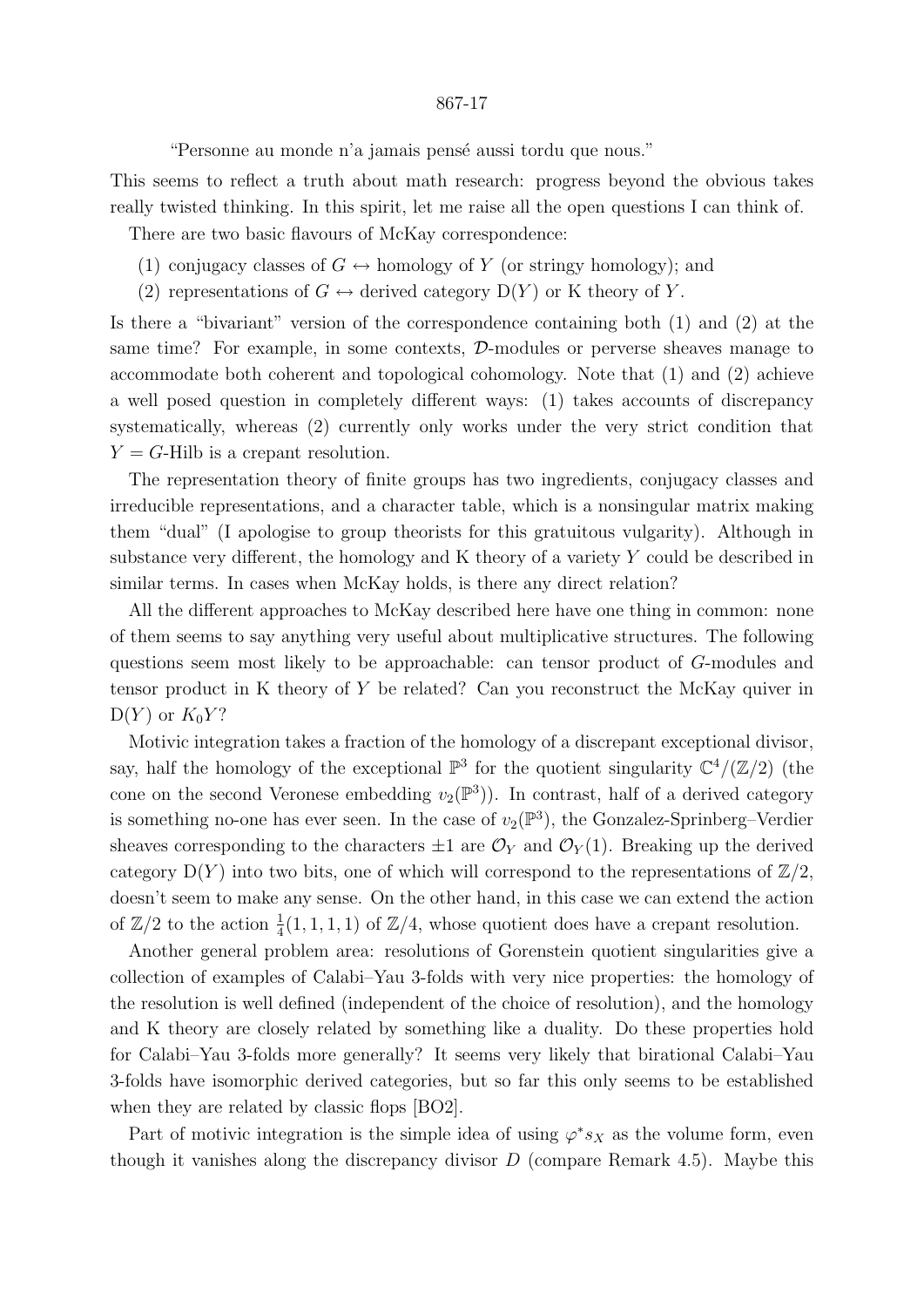"Personne au monde n'a jamais pensé aussi tordu que nous."

This seems to reflect a truth about math research: progress beyond the obvious takes really twisted thinking. In this spirit, let me raise all the open questions I can think of.

There are two basic flavours of McKay correspondence:

(1) conjugacy classes of $G \leftrightarrow$ homology of $Y$ (or stringy homology); and

(2) representations of $G \leftrightarrow$ derived category $\mathrm{D}(Y)$ or K theory of $Y$.

Is there a "bivariant" version of the correspondence containing both (1) and (2) at the same time? For example, in some contexts, $\mathcal{D}$-modules or perverse sheaves manage to accommodate both coherent and topological cohomology. Note that (1) and (2) achieve a well posed question in completely different ways: (1) takes accounts of discrepancy systematically, whereas (2) currently only works under the very strict condition that $Y = G$-Hilb is a crepant resolution.

The representation theory of finite groups has two ingredients, conjugacy classes and irreducible representations, and a character table, which is a nonsingular matrix making them "dual" (I apologise to group theorists for this gratuitous vulgarity). Although in substance very different, the homology and K theory of a variety $Y$ could be described in similar terms. In cases when McKay holds, is there any direct relation?

All the different approaches to McKay described here have one thing in common: none of them seems to say anything very useful about multiplicative structures. The following questions seem most likely to be approachable: can tensor product of $G$-modules and tensor product in K theory of $Y$ be related? Can you reconstruct the McKay quiver in $\mathrm{D}(Y)$ or $K_0Y$?

Motivic integration takes a fraction of the homology of a discrepant exceptional divisor, say, half the homology of the exceptional $\mathbb{P}^3$ for the quotient singularity $\mathbb{C}^4/(\mathbb{Z}/2)$ (the cone on the second Veronese embedding $v_2(\mathbb{P}^3)$). In contrast, half of a derived category is something no-one has ever seen. In the case of $v_2(\mathbb{P}^3)$, the Gonzalez-Sprinberg–Verdier sheaves corresponding to the characters $\pm 1$ are $\mathcal{O}_Y$ and $\mathcal{O}_Y(1)$. Breaking up the derived category $\mathrm{D}(Y)$ into two bits, one of which will correspond to the representations of $\mathbb{Z}/2$, doesn't seem to make any sense. On the other hand, in this case we can extend the action of $\mathbb{Z}/2$ to the action $\frac{1}{4}(1,1,1,1)$ of $\mathbb{Z}/4$, whose quotient does have a crepant resolution.

Another general problem area: resolutions of Gorenstein quotient singularities give a collection of examples of Calabi–Yau 3-folds with very nice properties: the homology of the resolution is well defined (independent of the choice of resolution), and the homology and K theory are closely related by something like a duality. Do these properties hold for Calabi–Yau 3-folds more generally? It seems very likely that birational Calabi–Yau 3-folds have isomorphic derived categories, but so far this only seems to be established when they are related by classic flops [BO2].

Part of motivic integration is the simple idea of using $\varphi^* s_X$ as the volume form, even though it vanishes along the discrepancy divisor $D$ (compare Remark 4.5). Maybe this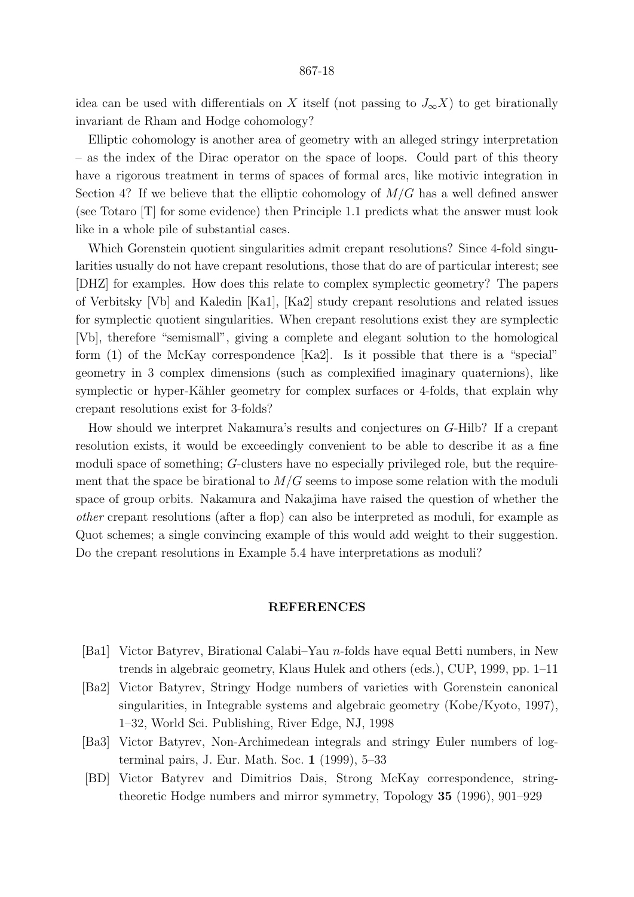idea can be used with differentials on $X$ itself (not passing to $J_\infty X$) to get birationally invariant de Rham and Hodge cohomology?

Elliptic cohomology is another area of geometry with an alleged stringy interpretation – as the index of the Dirac operator on the space of loops. Could part of this theory have a rigorous treatment in terms of spaces of formal arcs, like motivic integration in Section 4? If we believe that the elliptic cohomology of $M/G$ has a well defined answer (see Totaro [T] for some evidence) then Principle 1.1 predicts what the answer must look like in a whole pile of substantial cases.

Which Gorenstein quotient singularities admit crepant resolutions? Since 4-fold singularities usually do not have crepant resolutions, those that do are of particular interest; see [DHZ] for examples. How does this relate to complex symplectic geometry? The papers of Verbitsky [Vb] and Kaledin [Ka1], [Ka2] study crepant resolutions and related issues for symplectic quotient singularities. When crepant resolutions exist they are symplectic [Vb], therefore "semismall", giving a complete and elegant solution to the homological form (1) of the McKay correspondence [Ka2]. Is it possible that there is a "special" geometry in 3 complex dimensions (such as complexified imaginary quaternions), like symplectic or hyper-Kähler geometry for complex surfaces or 4-folds, that explain why crepant resolutions exist for 3-folds?

How should we interpret Nakamura's results and conjectures on $G$-Hilb? If a crepant resolution exists, it would be exceedingly convenient to be able to describe it as a fine moduli space of something; $G$-clusters have no especially privileged role, but the requirement that the space be birational to $M/G$ seems to impose some relation with the moduli space of group orbits. Nakamura and Nakajima have raised the question of whether the *other* crepant resolutions (after a flop) can also be interpreted as moduli, for example as Quot schemes; a single convincing example of this would add weight to their suggestion. Do the crepant resolutions in Example 5.4 have interpretations as moduli?

## REFERENCES

- [Ba1] Victor Batyrev, Birational Calabi–Yau $n$-folds have equal Betti numbers, in New trends in algebraic geometry, Klaus Hulek and others (eds.), CUP, 1999, pp. 1–11
- [Ba2] Victor Batyrev, Stringy Hodge numbers of varieties with Gorenstein canonical singularities, in Integrable systems and algebraic geometry (Kobe/Kyoto, 1997), 1–32, World Sci. Publishing, River Edge, NJ, 1998
- [Ba3] Victor Batyrev, Non-Archimedean integrals and stringy Euler numbers of log-terminal pairs, J. Eur. Math. Soc. **1** (1999), 5–33
- [BD] Victor Batyrev and Dimitrios Dais, Strong McKay correspondence, string-theoretic Hodge numbers and mirror symmetry, Topology **35** (1996), 901–929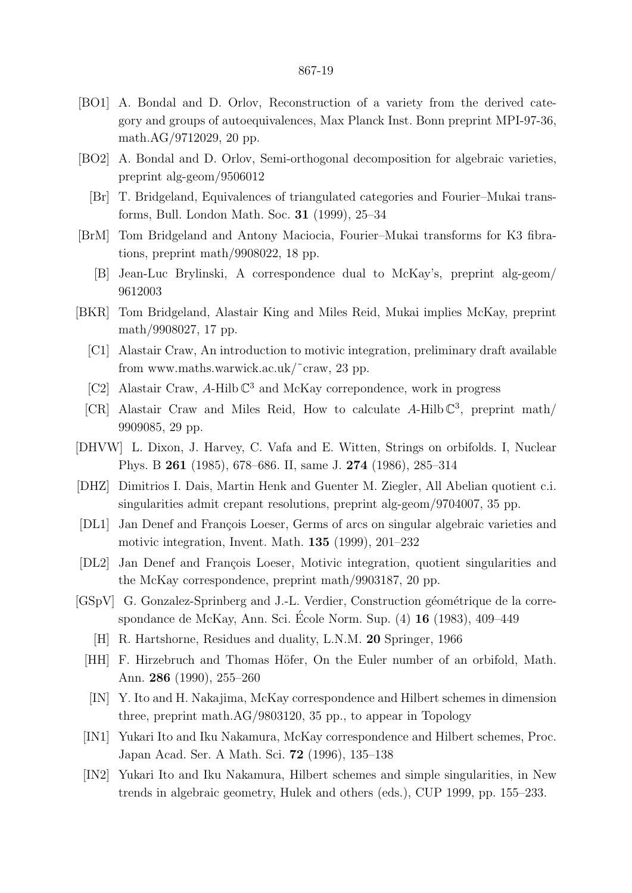[BO1] A. Bondal and D. Orlov, Reconstruction of a variety from the derived category and groups of autoequivalences, Max Planck Inst. Bonn preprint MPI-97-36, math.AG/9712029, 20 pp.

[BO2] A. Bondal and D. Orlov, Semi-orthogonal decomposition for algebraic varieties, preprint alg-geom/9506012

[Br] T. Bridgeland, Equivalences of triangulated categories and Fourier–Mukai transforms, Bull. London Math. Soc. **31** (1999), 25–34

[BrM] Tom Bridgeland and Antony Maciocia, Fourier–Mukai transforms for K3 fibrations, preprint math/9908022, 18 pp.

[B] Jean-Luc Brylinski, A correspondence dual to McKay's, preprint alg-geom/9612003

[BKR] Tom Bridgeland, Alastair King and Miles Reid, Mukai implies McKay, preprint math/9908027, 17 pp.

[C1] Alastair Craw, An introduction to motivic integration, preliminary draft available from www.maths.warwick.ac.uk/~craw, 23 pp.

[C2] Alastair Craw, $A$-Hilb $\mathbb{C}^3$ and McKay correpondence, work in progress

[CR] Alastair Craw and Miles Reid, How to calculate $A$-Hilb $\mathbb{C}^3$, preprint math/9909085, 29 pp.

[DHVW] L. Dixon, J. Harvey, C. Vafa and E. Witten, Strings on orbifolds. I, Nuclear Phys. B **261** (1985), 678–686. II, same J. **274** (1986), 285–314

[DHZ] Dimitrios I. Dais, Martin Henk and Guenter M. Ziegler, All Abelian quotient c.i. singularities admit crepant resolutions, preprint alg-geom/9704007, 35 pp.

[DL1] Jan Denef and François Loeser, Germs of arcs on singular algebraic varieties and motivic integration, Invent. Math. **135** (1999), 201–232

[DL2] Jan Denef and François Loeser, Motivic integration, quotient singularities and the McKay correspondence, preprint math/9903187, 20 pp.

[GSpV] G. Gonzalez-Springberg and J.-L. Verdier, Construction géométrique de la correspondance de McKay, Ann. Sci. École Norm. Sup. (4) **16** (1983), 409–449

[H] R. Hartshorne, Residues and duality, L.N.M. **20** Springer, 1966

[HH] F. Hirzebruch and Thomas Höfer, On the Euler number of an orbifold, Math. Ann. **286** (1990), 255–260

[IN] Y. Ito and H. Nakajima, McKay correspondence and Hilbert schemes in dimension three, preprint math.AG/9803120, 35 pp., to appear in Topology

[IN1] Yukari Ito and Iku Nakamura, McKay correspondence and Hilbert schemes, Proc. Japan Acad. Ser. A Math. Sci. **72** (1996), 135–138

[IN2] Yukari Ito and Iku Nakamura, Hilbert schemes and simple singularities, in New trends in algebraic geometry, Hulek and others (eds.), CUP 1999, pp. 155–233.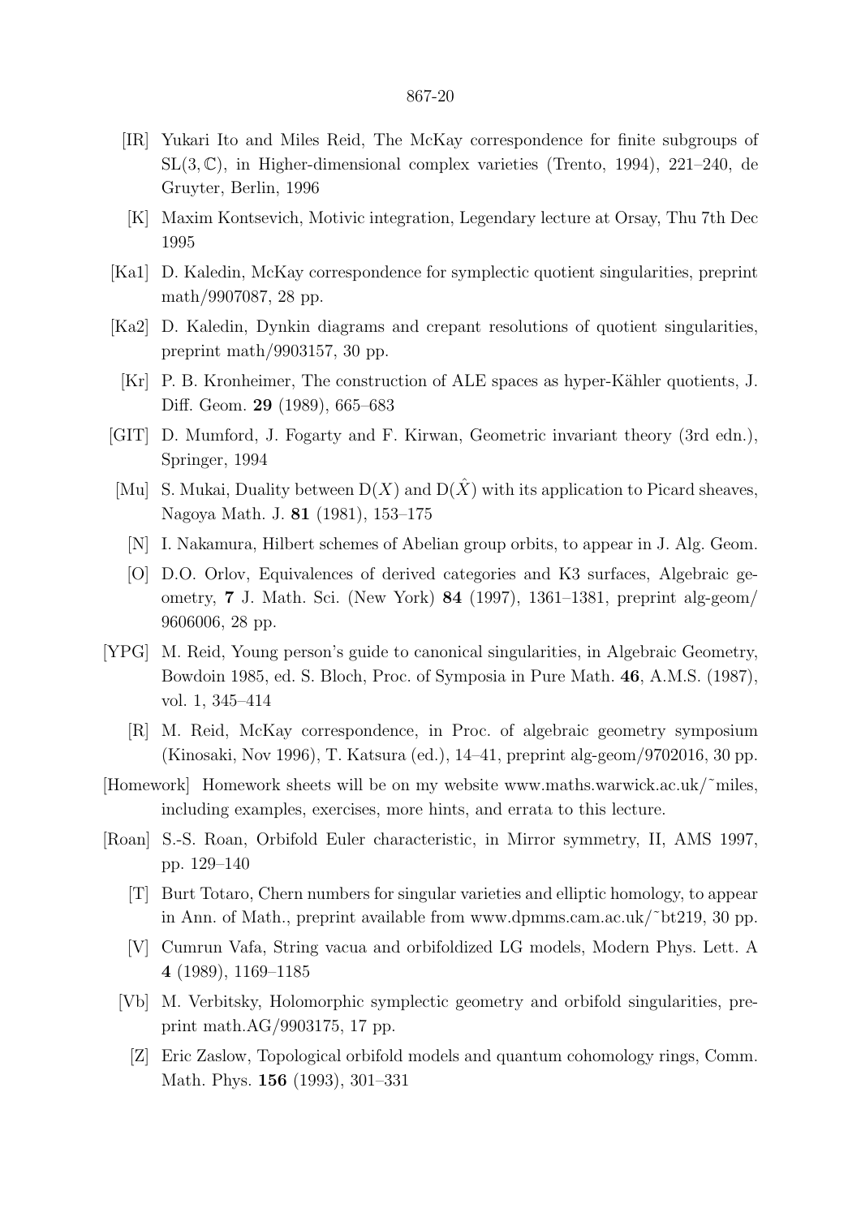[IR] Yukari Ito and Miles Reid, The McKay correspondence for finite subgroups of $\mathrm{SL}(3,\mathbb{C})$, in Higher-dimensional complex varieties (Trento, 1994), 221–240, de Gruyter, Berlin, 1996

[K] Maxim Kontsevich, Motivic integration, Legendary lecture at Orsay, Thu 7th Dec 1995

[Ka1] D. Kaledin, McKay correspondence for symplectic quotient singularities, preprint math/9907087, 28 pp.

[Ka2] D. Kaledin, Dynkin diagrams and crepant resolutions of quotient singularities, preprint math/9903157, 30 pp.

[Kr] P. B. Kronheimer, The construction of ALE spaces as hyper-Kähler quotients, J. Diff. Geom. **29** (1989), 665–683

[GIT] D. Mumford, J. Fogarty and F. Kirwan, Geometric invariant theory (3rd edn.), Springer, 1994

[Mu] S. Mukai, Duality between $\mathrm{D}(X)$ and $\mathrm{D}(\hat{X})$ with its application to Picard sheaves, Nagoya Math. J. **81** (1981), 153–175

[N] I. Nakamura, Hilbert schemes of Abelian group orbits, to appear in J. Alg. Geom.

[O] D.O. Orlov, Equivalences of derived categories and K3 surfaces, Algebraic geometry, **7** J. Math. Sci. (New York) **84** (1997), 1361–1381, preprint alg-geom/9606006, 28 pp.

[YPG] M. Reid, Young person's guide to canonical singularities, in Algebraic Geometry, Bowdoin 1985, ed. S. Bloch, Proc. of Symposia in Pure Math. **46**, A.M.S. (1987), vol. 1, 345–414

[R] M. Reid, McKay correspondence, in Proc. of algebraic geometry symposium (Kinosaki, Nov 1996), T. Katsura (ed.), 14–41, preprint alg-geom/9702016, 30 pp.

[Homework] Homework sheets will be on my website www.maths.warwick.ac.uk/~miles, including examples, exercises, more hints, and errata to this lecture.

[Roan] S.-S. Roan, Orbifold Euler characteristic, in Mirror symmetry, II, AMS 1997, pp. 129–140

[T] Burt Totaro, Chern numbers for singular varieties and elliptic homology, to appear in Ann. of Math., preprint available from www.dpmms.cam.ac.uk/~bt219, 30 pp.

[V] Cumrun Vafa, String vacua and orbifoldized LG models, Modern Phys. Lett. A **4** (1989), 1169–1185

[Vb] M. Verbitsky, Holomorphic symplectic geometry and orbifold singularities, preprint math.AG/9903175, 17 pp.

[Z] Eric Zaslow, Topological orbifold models and quantum cohomology rings, Comm. Math. Phys. **156** (1993), 301–331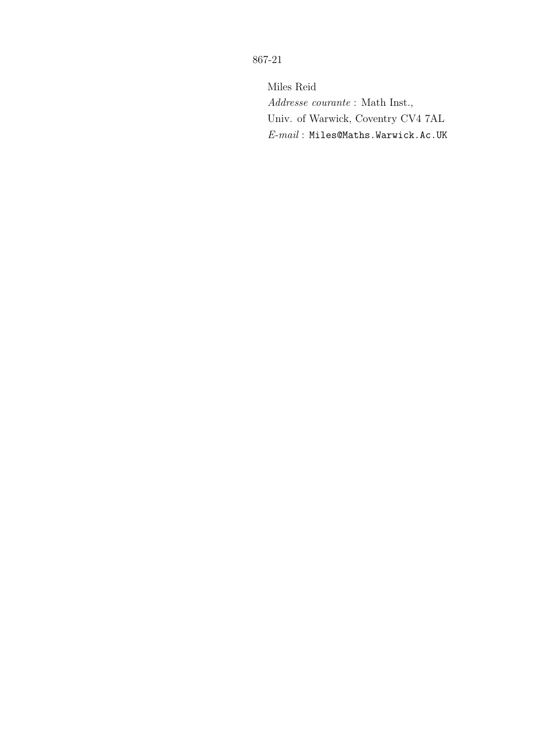Miles Reid

*Addresse courante* : Math Inst.,

Univ. of Warwick, Coventry CV4 7AL

*E-mail* : `Miles@Maths.Warwick.Ac.UK`